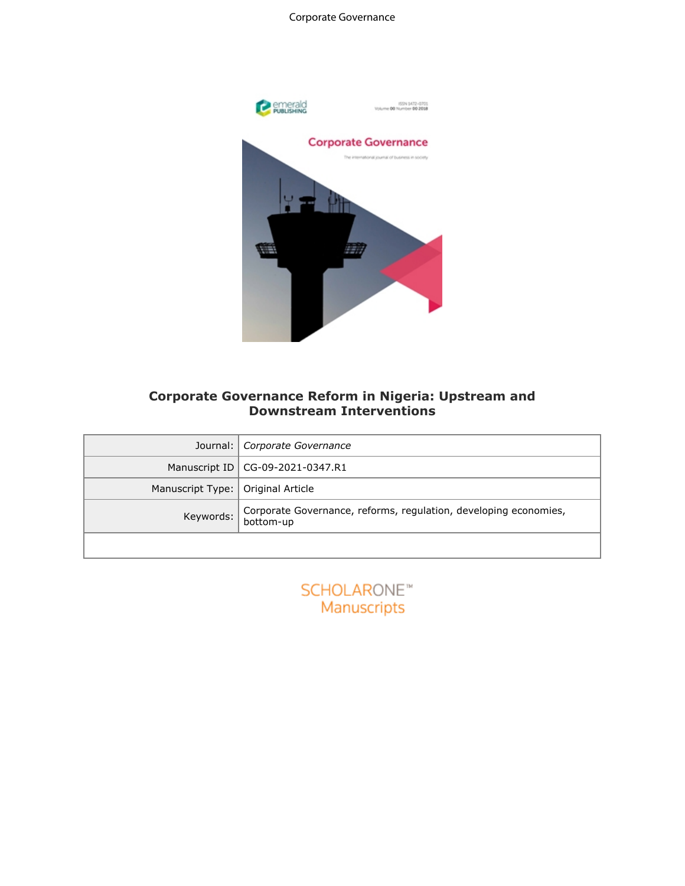# Corporate Governance Reform in Nigeria: Upstream and Downstream Interventions

| | |
|---|---|
| Journal: | *Corporate Governance* |
| Manuscript ID | CG-09-2021-0347.R1 |
| Manuscript Type: | Original Article |
| Keywords: | Corporate Governance, reforms, regulation, developing economies, bottom-up |

SCHOLARONE™ Manuscripts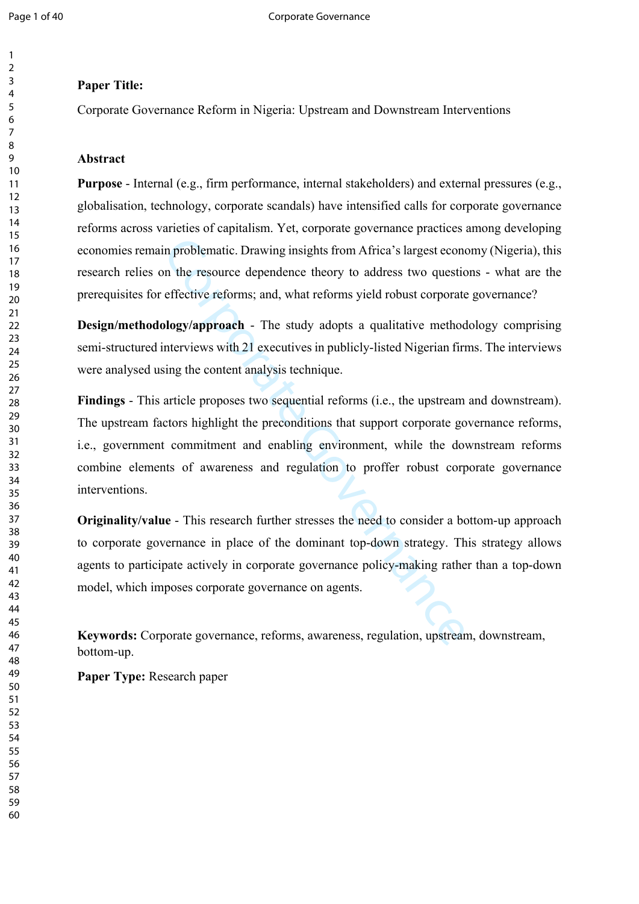**Paper Title:**

Corporate Governance Reform in Nigeria: Upstream and Downstream Interventions

**Abstract**

**Purpose** - Internal (e.g., firm performance, internal stakeholders) and external pressures (e.g., globalisation, technology, corporate scandals) have intensified calls for corporate governance reforms across varieties of capitalism. Yet, corporate governance practices among developing economies remain problematic. Drawing insights from Africa's largest economy (Nigeria), this research relies on the resource dependence theory to address two questions - what are the prerequisites for effective reforms; and, what reforms yield robust corporate governance?

**Design/methodology/approach** - The study adopts a qualitative methodology comprising semi-structured interviews with 21 executives in publicly-listed Nigerian firms. The interviews were analysed using the content analysis technique.

**Findings** - This article proposes two sequential reforms (i.e., the upstream and downstream). The upstream factors highlight the preconditions that support corporate governance reforms, i.e., government commitment and enabling environment, while the downstream reforms combine elements of awareness and regulation to proffer robust corporate governance interventions.

**Originality/value** - This research further stresses the need to consider a bottom-up approach to corporate governance in place of the dominant top-down strategy. This strategy allows agents to participate actively in corporate governance policy-making rather than a top-down model, which imposes corporate governance on agents.

**Keywords:** Corporate governance, reforms, awareness, regulation, upstream, downstream, bottom-up.

**Paper Type:** Research paper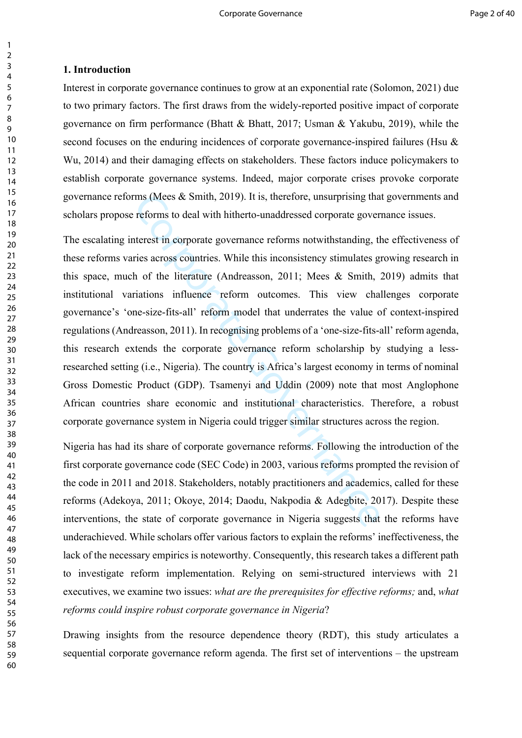## 1. Introduction

Interest in corporate governance continues to grow at an exponential rate (Solomon, 2021) due to two primary factors. The first draws from the widely-reported positive impact of corporate governance on firm performance (Bhatt & Bhatt, 2017; Usman & Yakubu, 2019), while the second focuses on the enduring incidences of corporate governance-inspired failures (Hsu & Wu, 2014) and their damaging effects on stakeholders. These factors induce policymakers to establish corporate governance systems. Indeed, major corporate crises provoke corporate governance reforms (Mees & Smith, 2019). It is, therefore, unsurprising that governments and scholars propose reforms to deal with hitherto-unaddressed corporate governance issues.

The escalating interest in corporate governance reforms notwithstanding, the effectiveness of these reforms varies across countries. While this inconsistency stimulates growing research in this space, much of the literature (Andreasson, 2011; Mees & Smith, 2019) admits that institutional variations influence reform outcomes. This view challenges corporate governance's 'one-size-fits-all' reform model that underrates the value of context-inspired regulations (Andreasson, 2011). In recognising problems of a 'one-size-fits-all' reform agenda, this research extends the corporate governance reform scholarship by studying a less-researched setting (i.e., Nigeria). The country is Africa's largest economy in terms of nominal Gross Domestic Product (GDP). Tsamenyi and Uddin (2009) note that most Anglophone African countries share economic and institutional characteristics. Therefore, a robust corporate governance system in Nigeria could trigger similar structures across the region.

Nigeria has had its share of corporate governance reforms. Following the introduction of the first corporate governance code (SEC Code) in 2003, various reforms prompted the revision of the code in 2011 and 2018. Stakeholders, notably practitioners and academics, called for these reforms (Adekoya, 2011; Okoye, 2014; Daodu, Nakpodia & Adegbite, 2017). Despite these interventions, the state of corporate governance in Nigeria suggests that the reforms have underachieved. While scholars offer various factors to explain the reforms' ineffectiveness, the lack of the necessary empirics is noteworthy. Consequently, this research takes a different path to investigate reform implementation. Relying on semi-structured interviews with 21 executives, we examine two issues: *what are the prerequisites for effective reforms;* and, *what reforms could inspire robust corporate governance in Nigeria*?

Drawing insights from the resource dependence theory (RDT), this study articulates a sequential corporate governance reform agenda. The first set of interventions – the upstream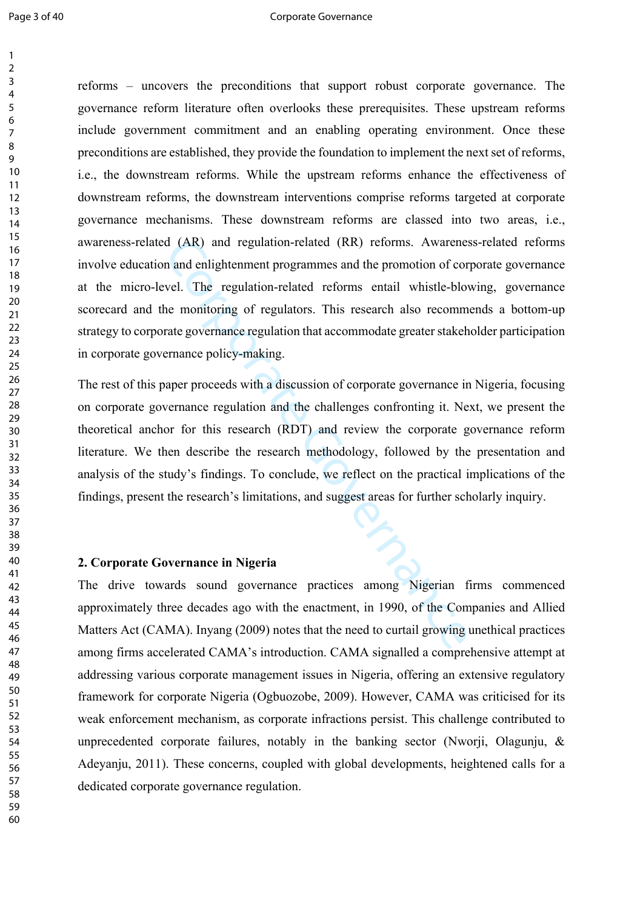reforms – uncovers the preconditions that support robust corporate governance. The governance reform literature often overlooks these prerequisites. These upstream reforms include government commitment and an enabling operating environment. Once these preconditions are established, they provide the foundation to implement the next set of reforms, i.e., the downstream reforms. While the upstream reforms enhance the effectiveness of downstream reforms, the downstream interventions comprise reforms targeted at corporate governance mechanisms. These downstream reforms are classed into two areas, i.e., awareness-related (AR) and regulation-related (RR) reforms. Awareness-related reforms involve education and enlightenment programmes and the promotion of corporate governance at the micro-level. The regulation-related reforms entail whistle-blowing, governance scorecard and the monitoring of regulators. This research also recommends a bottom-up strategy to corporate governance regulation that accommodate greater stakeholder participation in corporate governance policy-making.

The rest of this paper proceeds with a discussion of corporate governance in Nigeria, focusing on corporate governance regulation and the challenges confronting it. Next, we present the theoretical anchor for this research (RDT) and review the corporate governance reform literature. We then describe the research methodology, followed by the presentation and analysis of the study's findings. To conclude, we reflect on the practical implications of the findings, present the research's limitations, and suggest areas for further scholarly inquiry.

## 2. Corporate Governance in Nigeria

The drive towards sound governance practices among Nigerian firms commenced approximately three decades ago with the enactment, in 1990, of the Companies and Allied Matters Act (CAMA). Inyang (2009) notes that the need to curtail growing unethical practices among firms accelerated CAMA's introduction. CAMA signalled a comprehensive attempt at addressing various corporate management issues in Nigeria, offering an extensive regulatory framework for corporate Nigeria (Ogbuozobe, 2009). However, CAMA was criticised for its weak enforcement mechanism, as corporate infractions persist. This challenge contributed to unprecedented corporate failures, notably in the banking sector (Nworji, Olagunju, & Adeyanju, 2011). These concerns, coupled with global developments, heightened calls for a dedicated corporate governance regulation.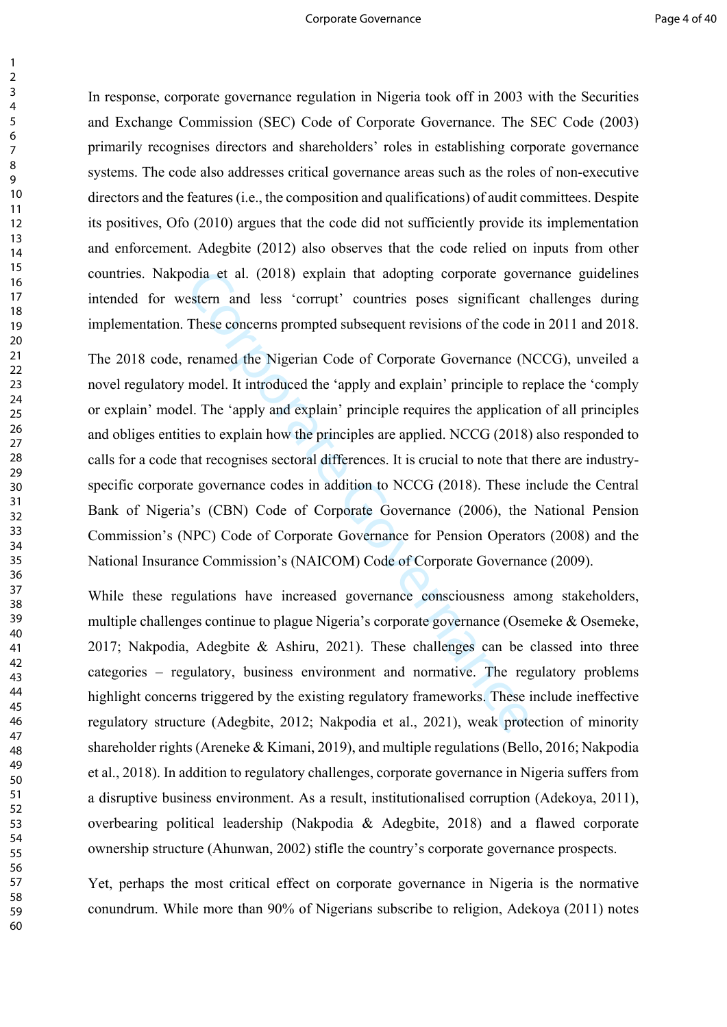In response, corporate governance regulation in Nigeria took off in 2003 with the Securities and Exchange Commission (SEC) Code of Corporate Governance. The SEC Code (2003) primarily recognises directors and shareholders' roles in establishing corporate governance systems. The code also addresses critical governance areas such as the roles of non-executive directors and the features (i.e., the composition and qualifications) of audit committees. Despite its positives, Ofo (2010) argues that the code did not sufficiently provide its implementation and enforcement. Adegbite (2012) also observes that the code relied on inputs from other countries. Nakpodia et al. (2018) explain that adopting corporate governance guidelines intended for western and less 'corrupt' countries poses significant challenges during implementation. These concerns prompted subsequent revisions of the code in 2011 and 2018.

The 2018 code, renamed the Nigerian Code of Corporate Governance (NCCG), unveiled a novel regulatory model. It introduced the 'apply and explain' principle to replace the 'comply or explain' model. The 'apply and explain' principle requires the application of all principles and obliges entities to explain how the principles are applied. NCCG (2018) also responded to calls for a code that recognises sectoral differences. It is crucial to note that there are industry-specific corporate governance codes in addition to NCCG (2018). These include the Central Bank of Nigeria's (CBN) Code of Corporate Governance (2006), the National Pension Commission's (NPC) Code of Corporate Governance for Pension Operators (2008) and the National Insurance Commission's (NAICOM) Code of Corporate Governance (2009).

While these regulations have increased governance consciousness among stakeholders, multiple challenges continue to plague Nigeria's corporate governance (Osemeke & Osemeke, 2017; Nakpodia, Adegbite & Ashiru, 2021). These challenges can be classed into three categories – regulatory, business environment and normative. The regulatory problems highlight concerns triggered by the existing regulatory frameworks. These include ineffective regulatory structure (Adegbite, 2012; Nakpodia et al., 2021), weak protection of minority shareholder rights (Areneke & Kimani, 2019), and multiple regulations (Bello, 2016; Nakpodia et al., 2018). In addition to regulatory challenges, corporate governance in Nigeria suffers from a disruptive business environment. As a result, institutionalised corruption (Adekoya, 2011), overbearing political leadership (Nakpodia & Adegbite, 2018) and a flawed corporate ownership structure (Ahunwan, 2002) stifle the country's corporate governance prospects.

Yet, perhaps the most critical effect on corporate governance in Nigeria is the normative conundrum. While more than 90% of Nigerians subscribe to religion, Adekoya (2011) notes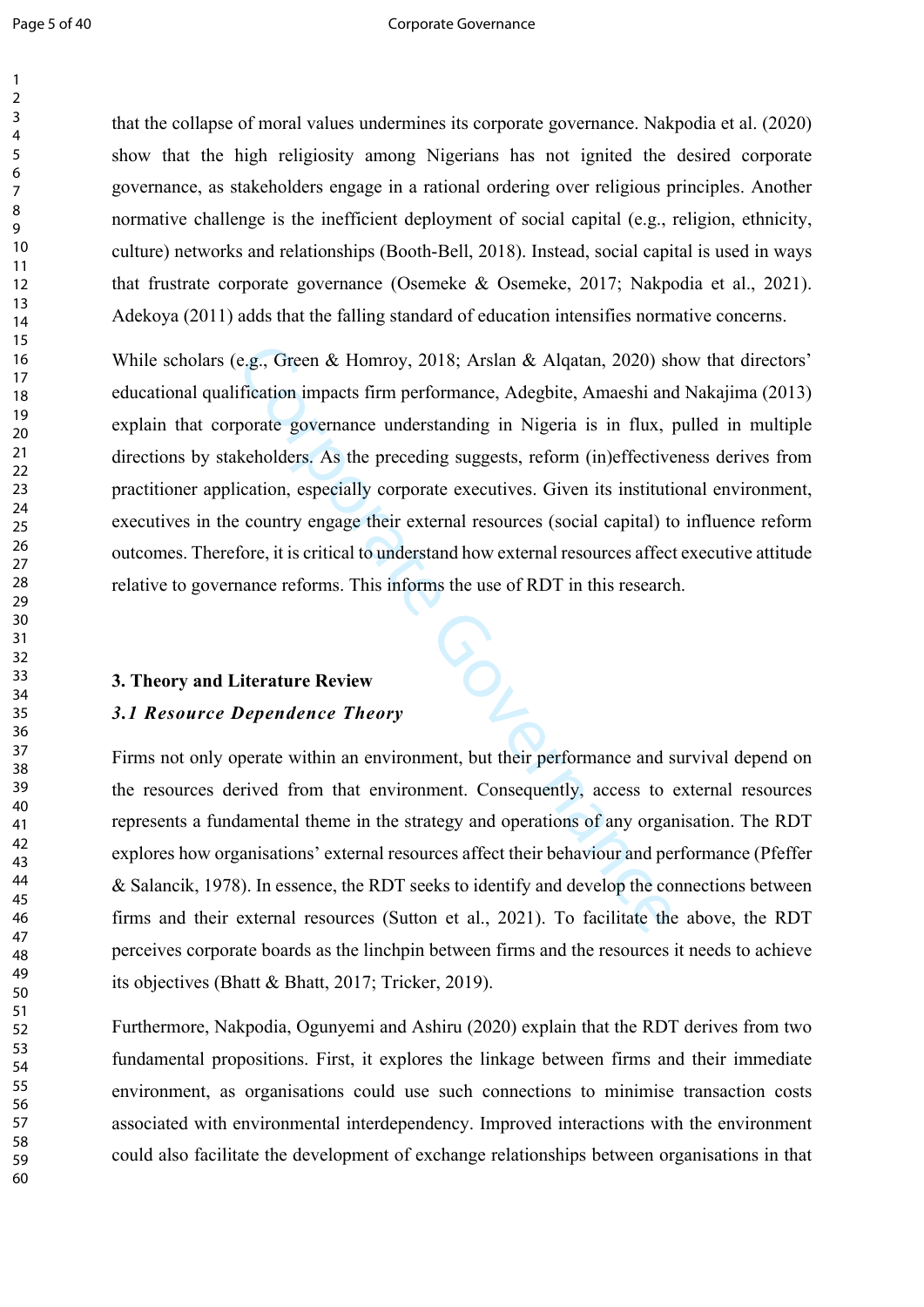that the collapse of moral values undermines its corporate governance. Nakpodia et al. (2020) show that the high religiosity among Nigerians has not ignited the desired corporate governance, as stakeholders engage in a rational ordering over religious principles. Another normative challenge is the inefficient deployment of social capital (e.g., religion, ethnicity, culture) networks and relationships (Booth-Bell, 2018). Instead, social capital is used in ways that frustrate corporate governance (Osemeke & Osemeke, 2017; Nakpodia et al., 2021). Adekoya (2011) adds that the falling standard of education intensifies normative concerns.

While scholars (e.g., Green & Homroy, 2018; Arslan & Alqatan, 2020) show that directors' educational qualification impacts firm performance, Adegbite, Amaeshi and Nakajima (2013) explain that corporate governance understanding in Nigeria is in flux, pulled in multiple directions by stakeholders. As the preceding suggests, reform (in)effectiveness derives from practitioner application, especially corporate executives. Given its institutional environment, executives in the country engage their external resources (social capital) to influence reform outcomes. Therefore, it is critical to understand how external resources affect executive attitude relative to governance reforms. This informs the use of RDT in this research.

## 3. Theory and Literature Review

### *3.1 Resource Dependence Theory*

Firms not only operate within an environment, but their performance and survival depend on the resources derived from that environment. Consequently, access to external resources represents a fundamental theme in the strategy and operations of any organisation. The RDT explores how organisations' external resources affect their behaviour and performance (Pfeffer & Salancik, 1978). In essence, the RDT seeks to identify and develop the connections between firms and their external resources (Sutton et al., 2021). To facilitate the above, the RDT perceives corporate boards as the linchpin between firms and the resources it needs to achieve its objectives (Bhatt & Bhatt, 2017; Tricker, 2019).

Furthermore, Nakpodia, Ogunyemi and Ashiru (2020) explain that the RDT derives from two fundamental propositions. First, it explores the linkage between firms and their immediate environment, as organisations could use such connections to minimise transaction costs associated with environmental interdependency. Improved interactions with the environment could also facilitate the development of exchange relationships between organisations in that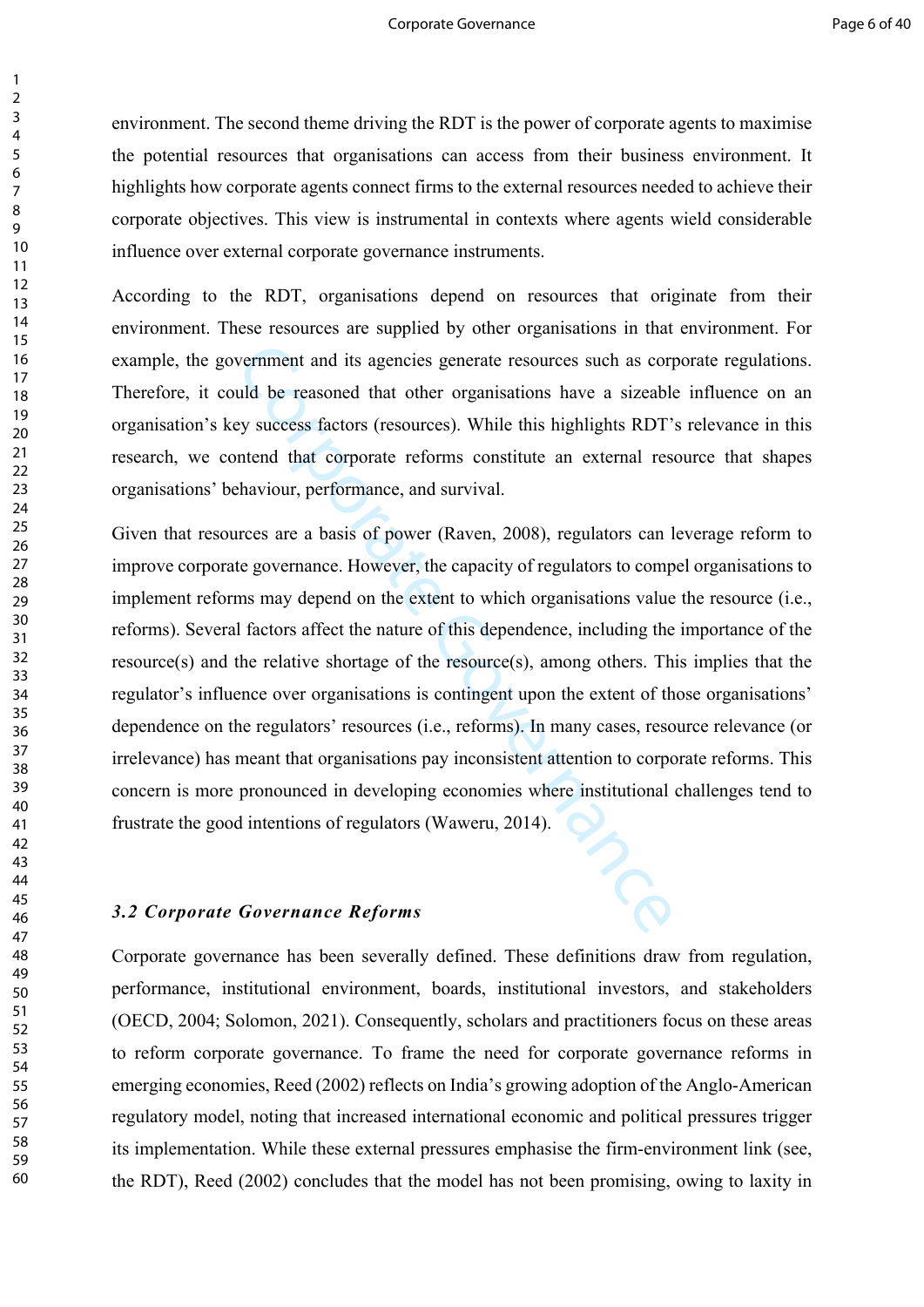environment. The second theme driving the RDT is the power of corporate agents to maximise the potential resources that organisations can access from their business environment. It highlights how corporate agents connect firms to the external resources needed to achieve their corporate objectives. This view is instrumental in contexts where agents wield considerable influence over external corporate governance instruments.

According to the RDT, organisations depend on resources that originate from their environment. These resources are supplied by other organisations in that environment. For example, the government and its agencies generate resources such as corporate regulations. Therefore, it could be reasoned that other organisations have a sizeable influence on an organisation's key success factors (resources). While this highlights RDT's relevance in this research, we contend that corporate reforms constitute an external resource that shapes organisations' behaviour, performance, and survival.

Given that resources are a basis of power (Raven, 2008), regulators can leverage reform to improve corporate governance. However, the capacity of regulators to compel organisations to implement reforms may depend on the extent to which organisations value the resource (i.e., reforms). Several factors affect the nature of this dependence, including the importance of the resource(s) and the relative shortage of the resource(s), among others. This implies that the regulator's influence over organisations is contingent upon the extent of those organisations' dependence on the regulators' resources (i.e., reforms). In many cases, resource relevance (or irrelevance) has meant that organisations pay inconsistent attention to corporate reforms. This concern is more pronounced in developing economies where institutional challenges tend to frustrate the good intentions of regulators (Waweru, 2014).

### *3.2 Corporate Governance Reforms*

Corporate governance has been severally defined. These definitions draw from regulation, performance, institutional environment, boards, institutional investors, and stakeholders (OECD, 2004; Solomon, 2021). Consequently, scholars and practitioners focus on these areas to reform corporate governance. To frame the need for corporate governance reforms in emerging economies, Reed (2002) reflects on India's growing adoption of the Anglo-American regulatory model, noting that increased international economic and political pressures trigger its implementation. While these external pressures emphasise the firm-environment link (see, the RDT), Reed (2002) concludes that the model has not been promising, owing to laxity in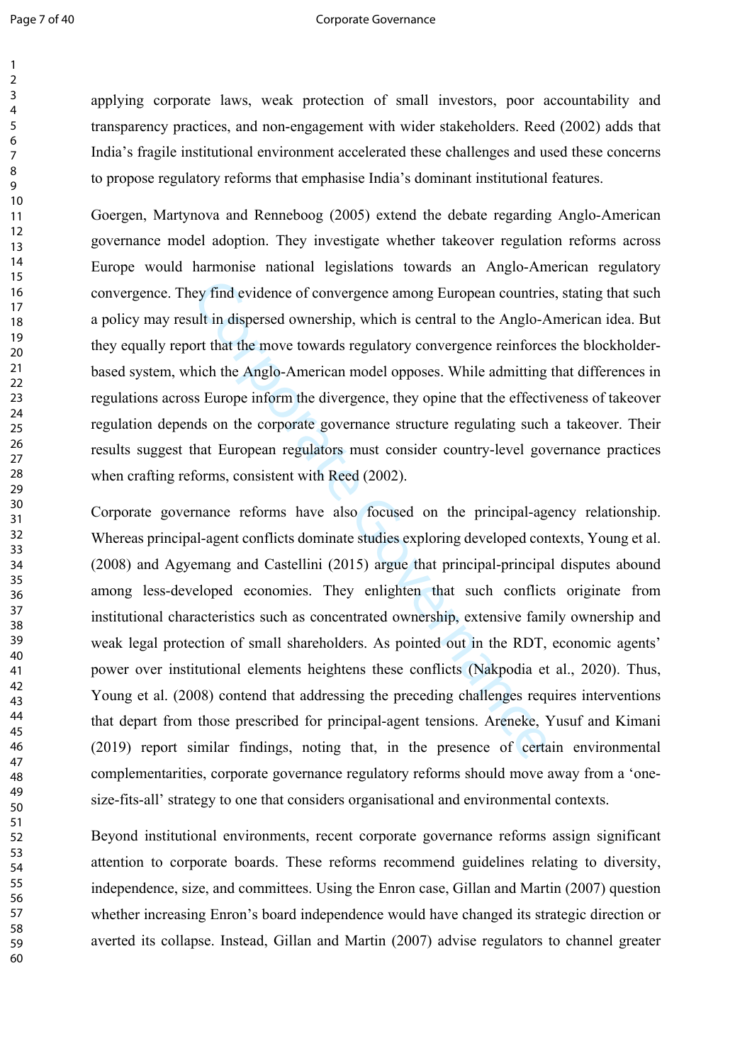applying corporate laws, weak protection of small investors, poor accountability and transparency practices, and non-engagement with wider stakeholders. Reed (2002) adds that India's fragile institutional environment accelerated these challenges and used these concerns to propose regulatory reforms that emphasise India's dominant institutional features.

Goergen, Martynova and Renneboog (2005) extend the debate regarding Anglo-American governance model adoption. They investigate whether takeover regulation reforms across Europe would harmonise national legislations towards an Anglo-American regulatory convergence. They find evidence of convergence among European countries, stating that such a policy may result in dispersed ownership, which is central to the Anglo-American idea. But they equally report that the move towards regulatory convergence reinforces the blockholder-based system, which the Anglo-American model opposes. While admitting that differences in regulations across Europe inform the divergence, they opine that the effectiveness of takeover regulation depends on the corporate governance structure regulating such a takeover. Their results suggest that European regulators must consider country-level governance practices when crafting reforms, consistent with Reed (2002).

Corporate governance reforms have also focused on the principal-agency relationship. Whereas principal-agent conflicts dominate studies exploring developed contexts, Young et al. (2008) and Agyemang and Castellini (2015) argue that principal-principal disputes abound among less-developed economies. They enlighten that such conflicts originate from institutional characteristics such as concentrated ownership, extensive family ownership and weak legal protection of small shareholders. As pointed out in the RDT, economic agents' power over institutional elements heightens these conflicts (Nakpodia et al., 2020). Thus, Young et al. (2008) contend that addressing the preceding challenges requires interventions that depart from those prescribed for principal-agent tensions. Areneke, Yusuf and Kimani (2019) report similar findings, noting that, in the presence of certain environmental complementarities, corporate governance regulatory reforms should move away from a 'one-size-fits-all' strategy to one that considers organisational and environmental contexts.

Beyond institutional environments, recent corporate governance reforms assign significant attention to corporate boards. These reforms recommend guidelines relating to diversity, independence, size, and committees. Using the Enron case, Gillan and Martin (2007) question whether increasing Enron's board independence would have changed its strategic direction or averted its collapse. Instead, Gillan and Martin (2007) advise regulators to channel greater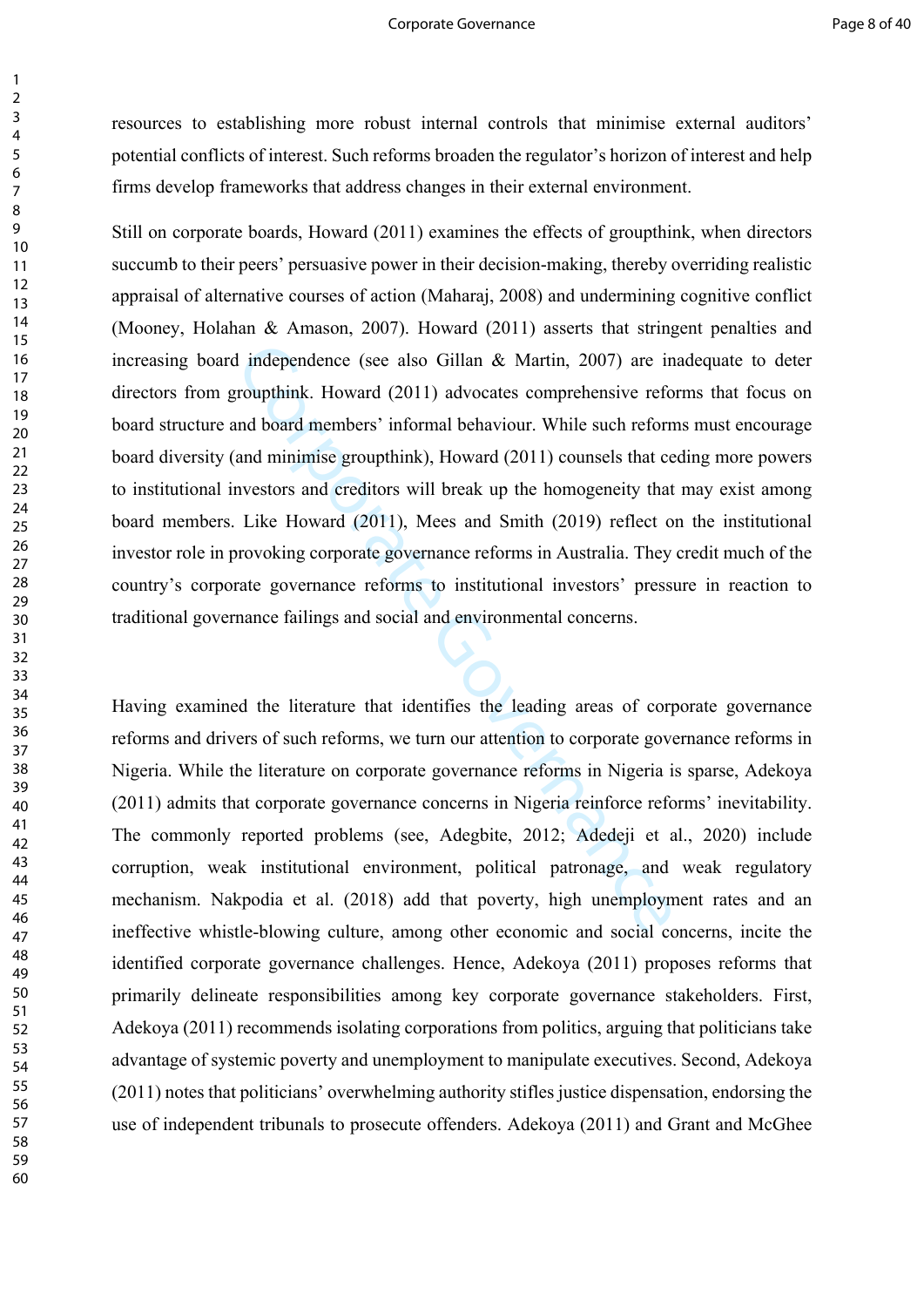resources to establishing more robust internal controls that minimise external auditors' potential conflicts of interest. Such reforms broaden the regulator's horizon of interest and help firms develop frameworks that address changes in their external environment.

Still on corporate boards, Howard (2011) examines the effects of groupthink, when directors succumb to their peers' persuasive power in their decision-making, thereby overriding realistic appraisal of alternative courses of action (Maharaj, 2008) and undermining cognitive conflict (Mooney, Holahan & Amason, 2007). Howard (2011) asserts that stringent penalties and increasing board independence (see also Gillan & Martin, 2007) are inadequate to deter directors from groupthink. Howard (2011) advocates comprehensive reforms that focus on board structure and board members' informal behaviour. While such reforms must encourage board diversity (and minimise groupthink), Howard (2011) counsels that ceding more powers to institutional investors and creditors will break up the homogeneity that may exist among board members. Like Howard (2011), Mees and Smith (2019) reflect on the institutional investor role in provoking corporate governance reforms in Australia. They credit much of the country's corporate governance reforms to institutional investors' pressure in reaction to traditional governance failings and social and environmental concerns.

Having examined the literature that identifies the leading areas of corporate governance reforms and drivers of such reforms, we turn our attention to corporate governance reforms in Nigeria. While the literature on corporate governance reforms in Nigeria is sparse, Adekoya (2011) admits that corporate governance concerns in Nigeria reinforce reforms' inevitability. The commonly reported problems (see, Adegbite, 2012; Adedeji et al., 2020) include corruption, weak institutional environment, political patronage, and weak regulatory mechanism. Nakpodia et al. (2018) add that poverty, high unemployment rates and an ineffective whistle-blowing culture, among other economic and social concerns, incite the identified corporate governance challenges. Hence, Adekoya (2011) proposes reforms that primarily delineate responsibilities among key corporate governance stakeholders. First, Adekoya (2011) recommends isolating corporations from politics, arguing that politicians take advantage of systemic poverty and unemployment to manipulate executives. Second, Adekoya (2011) notes that politicians' overwhelming authority stifles justice dispensation, endorsing the use of independent tribunals to prosecute offenders. Adekoya (2011) and Grant and McGhee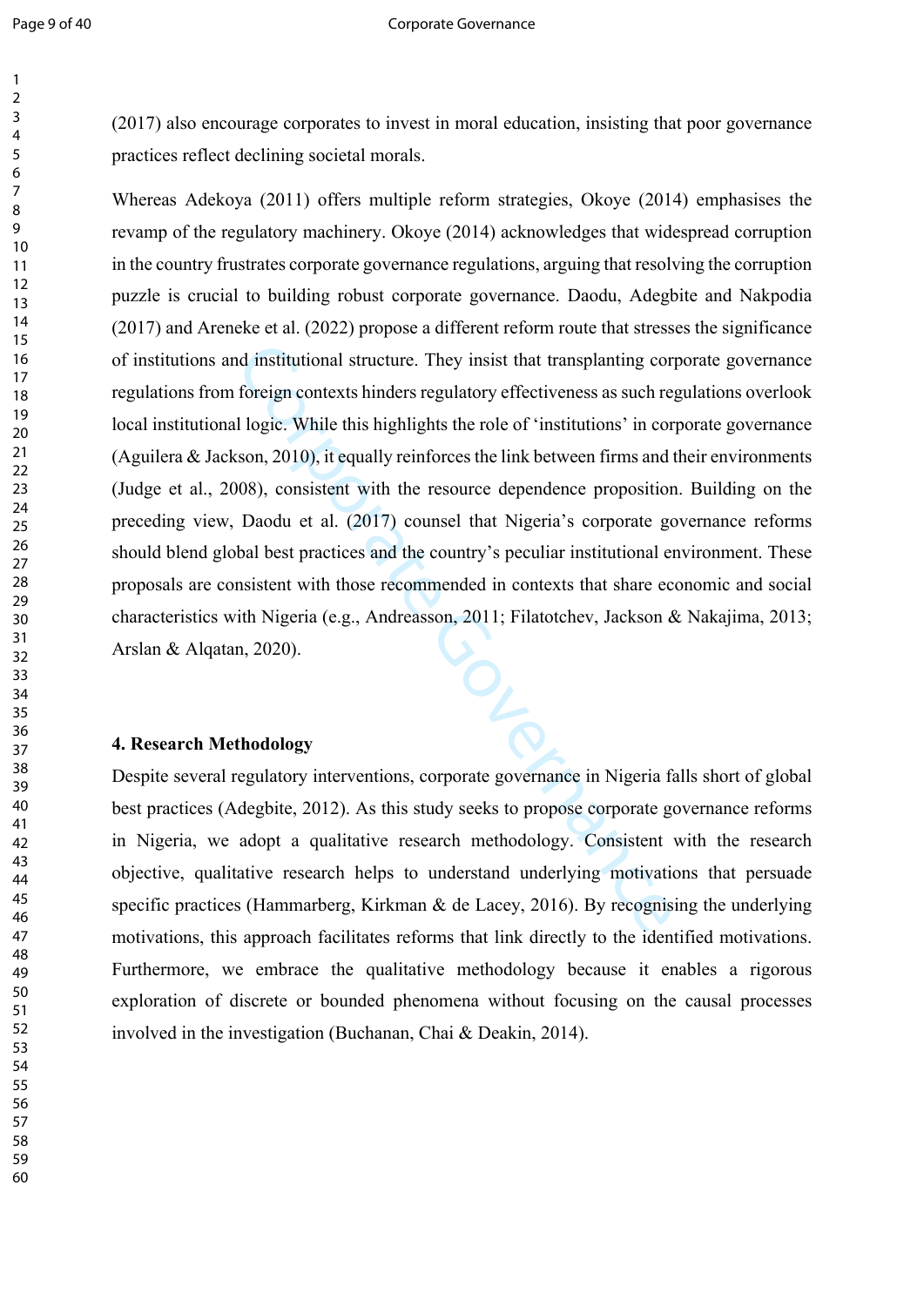(2017) also encourage corporates to invest in moral education, insisting that poor governance practices reflect declining societal morals.

Whereas Adekoya (2011) offers multiple reform strategies, Okoye (2014) emphasises the revamp of the regulatory machinery. Okoye (2014) acknowledges that widespread corruption in the country frustrates corporate governance regulations, arguing that resolving the corruption puzzle is crucial to building robust corporate governance. Daodu, Adegbite and Nakpodia (2017) and Areneke et al. (2022) propose a different reform route that stresses the significance of institutions and institutional structure. They insist that transplanting corporate governance regulations from foreign contexts hinders regulatory effectiveness as such regulations overlook local institutional logic. While this highlights the role of 'institutions' in corporate governance (Aguilera & Jackson, 2010), it equally reinforces the link between firms and their environments (Judge et al., 2008), consistent with the resource dependence proposition. Building on the preceding view, Daodu et al. (2017) counsel that Nigeria's corporate governance reforms should blend global best practices and the country's peculiar institutional environment. These proposals are consistent with those recommended in contexts that share economic and social characteristics with Nigeria (e.g., Andreasson, 2011; Filatotchev, Jackson & Nakajima, 2013; Arslan & Alqatan, 2020).

## 4. Research Methodology

Despite several regulatory interventions, corporate governance in Nigeria falls short of global best practices (Adegbite, 2012). As this study seeks to propose corporate governance reforms in Nigeria, we adopt a qualitative research methodology. Consistent with the research objective, qualitative research helps to understand underlying motivations that persuade specific practices (Hammarberg, Kirkman & de Lacey, 2016). By recognising the underlying motivations, this approach facilitates reforms that link directly to the identified motivations. Furthermore, we embrace the qualitative methodology because it enables a rigorous exploration of discrete or bounded phenomena without focusing on the causal processes involved in the investigation (Buchanan, Chai & Deakin, 2014).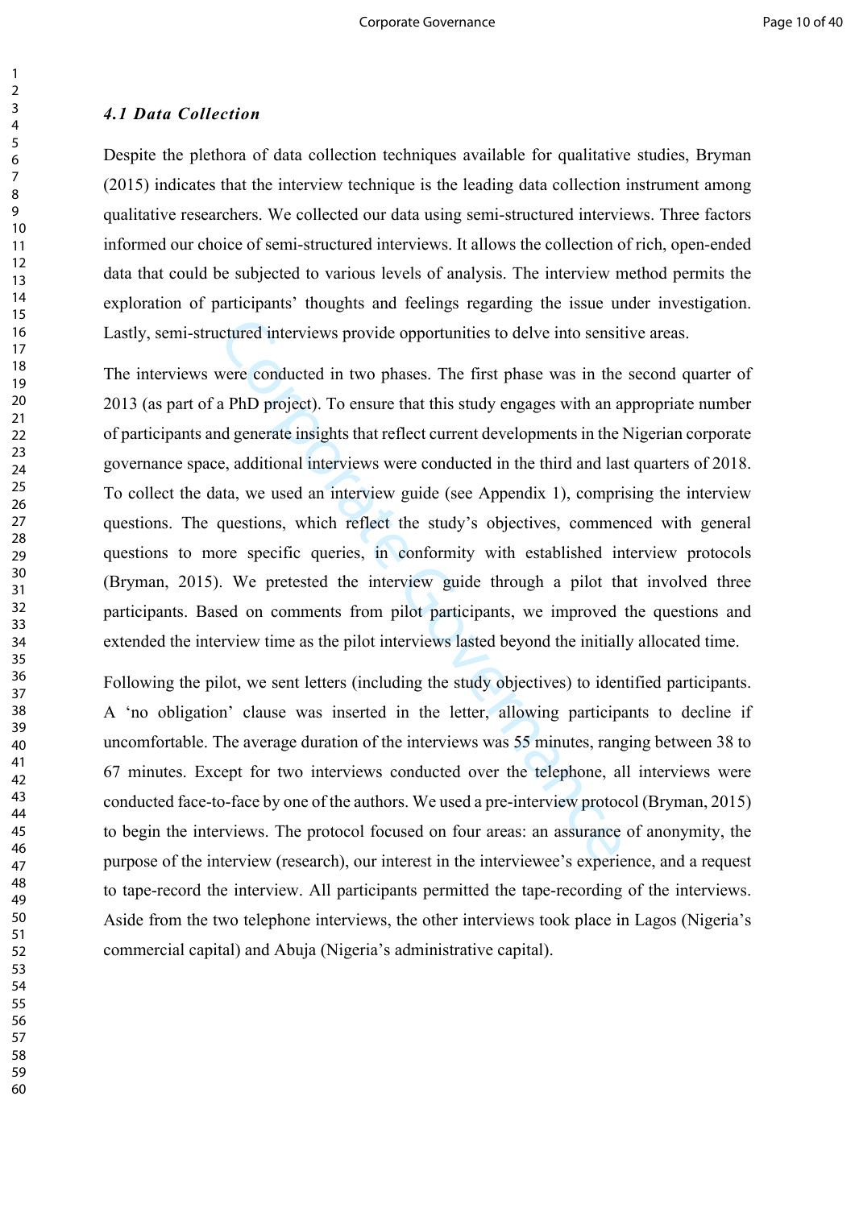### *4.1 Data Collection*

Despite the plethora of data collection techniques available for qualitative studies, Bryman (2015) indicates that the interview technique is the leading data collection instrument among qualitative researchers. We collected our data using semi-structured interviews. Three factors informed our choice of semi-structured interviews. It allows the collection of rich, open-ended data that could be subjected to various levels of analysis. The interview method permits the exploration of participants' thoughts and feelings regarding the issue under investigation. Lastly, semi-structured interviews provide opportunities to delve into sensitive areas.

The interviews were conducted in two phases. The first phase was in the second quarter of 2013 (as part of a PhD project). To ensure that this study engages with an appropriate number of participants and generate insights that reflect current developments in the Nigerian corporate governance space, additional interviews were conducted in the third and last quarters of 2018. To collect the data, we used an interview guide (see Appendix 1), comprising the interview questions. The questions, which reflect the study's objectives, commenced with general questions to more specific queries, in conformity with established interview protocols (Bryman, 2015). We pretested the interview guide through a pilot that involved three participants. Based on comments from pilot participants, we improved the questions and extended the interview time as the pilot interviews lasted beyond the initially allocated time.

Following the pilot, we sent letters (including the study objectives) to identified participants. A 'no obligation' clause was inserted in the letter, allowing participants to decline if uncomfortable. The average duration of the interviews was 55 minutes, ranging between 38 to 67 minutes. Except for two interviews conducted over the telephone, all interviews were conducted face-to-face by one of the authors. We used a pre-interview protocol (Bryman, 2015) to begin the interviews. The protocol focused on four areas: an assurance of anonymity, the purpose of the interview (research), our interest in the interviewee's experience, and a request to tape-record the interview. All participants permitted the tape-recording of the interviews. Aside from the two telephone interviews, the other interviews took place in Lagos (Nigeria's commercial capital) and Abuja (Nigeria's administrative capital).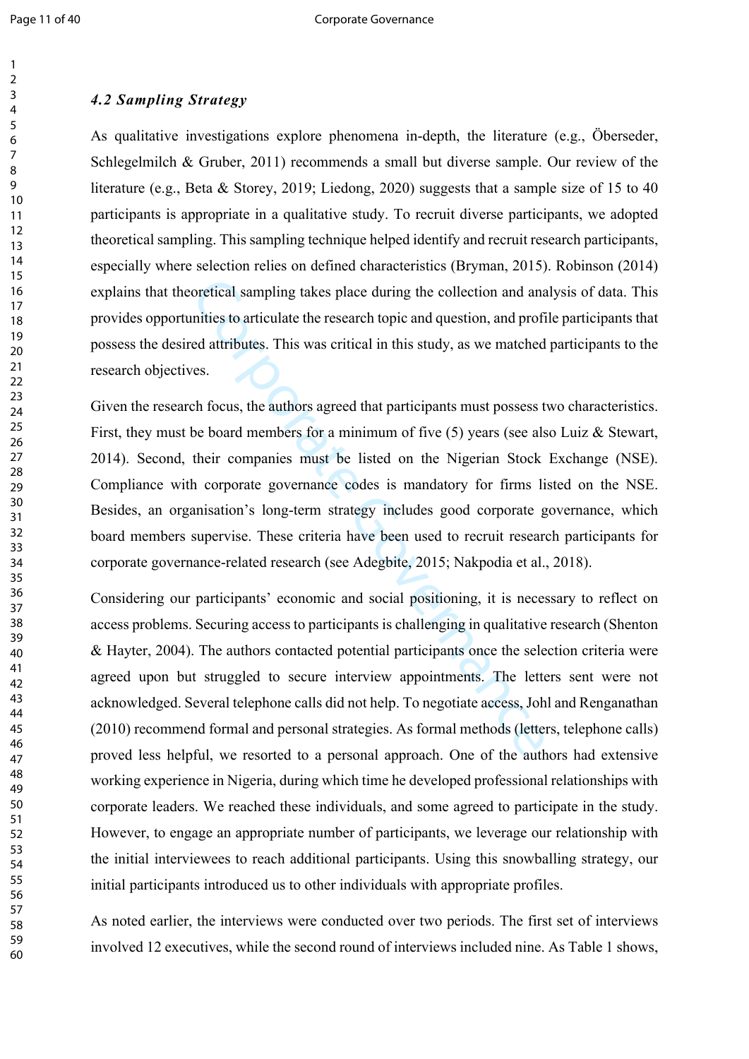### *4.2 Sampling Strategy*

As qualitative investigations explore phenomena in-depth, the literature (e.g., Öberseder, Schlegelmilch & Gruber, 2011) recommends a small but diverse sample. Our review of the literature (e.g., Beta & Storey, 2019; Liedong, 2020) suggests that a sample size of 15 to 40 participants is appropriate in a qualitative study. To recruit diverse participants, we adopted theoretical sampling. This sampling technique helped identify and recruit research participants, especially where selection relies on defined characteristics (Bryman, 2015). Robinson (2014) explains that theoretical sampling takes place during the collection and analysis of data. This provides opportunities to articulate the research topic and question, and profile participants that possess the desired attributes. This was critical in this study, as we matched participants to the research objectives.

Given the research focus, the authors agreed that participants must possess two characteristics. First, they must be board members for a minimum of five (5) years (see also Luiz & Stewart, 2014). Second, their companies must be listed on the Nigerian Stock Exchange (NSE). Compliance with corporate governance codes is mandatory for firms listed on the NSE. Besides, an organisation's long-term strategy includes good corporate governance, which board members supervise. These criteria have been used to recruit research participants for corporate governance-related research (see Adegbite, 2015; Nakpodia et al., 2018).

Considering our participants' economic and social positioning, it is necessary to reflect on access problems. Securing access to participants is challenging in qualitative research (Shenton & Hayter, 2004). The authors contacted potential participants once the selection criteria were agreed upon but struggled to secure interview appointments. The letters sent were not acknowledged. Several telephone calls did not help. To negotiate access, Johl and Renganathan (2010) recommend formal and personal strategies. As formal methods (letters, telephone calls) proved less helpful, we resorted to a personal approach. One of the authors had extensive working experience in Nigeria, during which time he developed professional relationships with corporate leaders. We reached these individuals, and some agreed to participate in the study. However, to engage an appropriate number of participants, we leverage our relationship with the initial interviewees to reach additional participants. Using this snowballing strategy, our initial participants introduced us to other individuals with appropriate profiles.

As noted earlier, the interviews were conducted over two periods. The first set of interviews involved 12 executives, while the second round of interviews included nine. As Table 1 shows,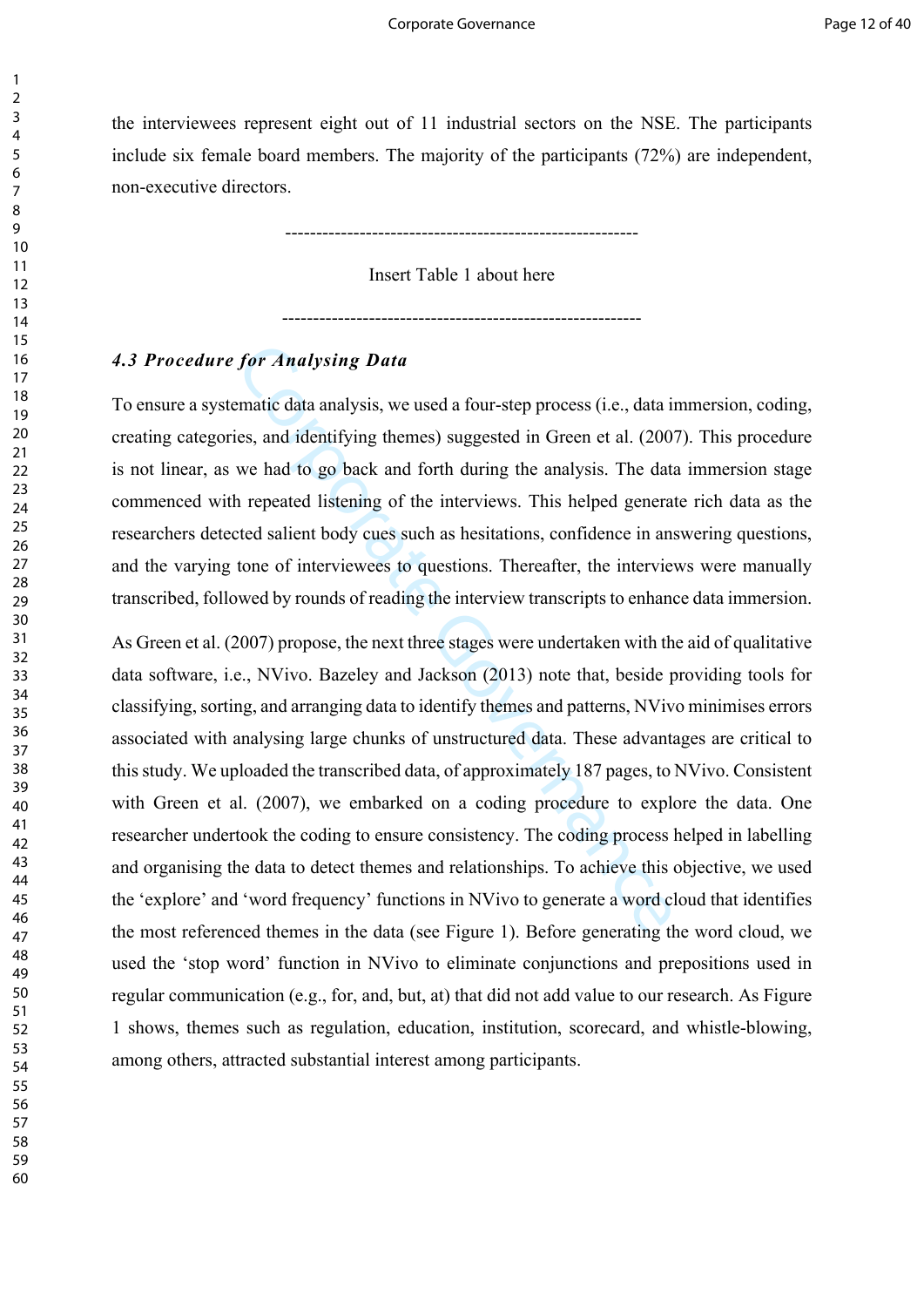the interviewees represent eight out of 11 industrial sectors on the NSE. The participants include six female board members. The majority of the participants (72%) are independent, non-executive directors.

---

Insert Table 1 about here

---

### *4.3 Procedure for Analysing Data*

To ensure a systematic data analysis, we used a four-step process (i.e., data immersion, coding, creating categories, and identifying themes) suggested in Green et al. (2007). This procedure is not linear, as we had to go back and forth during the analysis. The data immersion stage commenced with repeated listening of the interviews. This helped generate rich data as the researchers detected salient body cues such as hesitations, confidence in answering questions, and the varying tone of interviewees to questions. Thereafter, the interviews were manually transcribed, followed by rounds of reading the interview transcripts to enhance data immersion.

As Green et al. (2007) propose, the next three stages were undertaken with the aid of qualitative data software, i.e., NVivo. Bazeley and Jackson (2013) note that, beside providing tools for classifying, sorting, and arranging data to identify themes and patterns, NVivo minimises errors associated with analysing large chunks of unstructured data. These advantages are critical to this study. We uploaded the transcribed data, of approximately 187 pages, to NVivo. Consistent with Green et al. (2007), we embarked on a coding procedure to explore the data. One researcher undertook the coding to ensure consistency. The coding process helped in labelling and organising the data to detect themes and relationships. To achieve this objective, we used the 'explore' and 'word frequency' functions in NVivo to generate a word cloud that identifies the most referenced themes in the data (see Figure 1). Before generating the word cloud, we used the 'stop word' function in NVivo to eliminate conjunctions and prepositions used in regular communication (e.g., for, and, but, at) that did not add value to our research. As Figure 1 shows, themes such as regulation, education, institution, scorecard, and whistle-blowing, among others, attracted substantial interest among participants.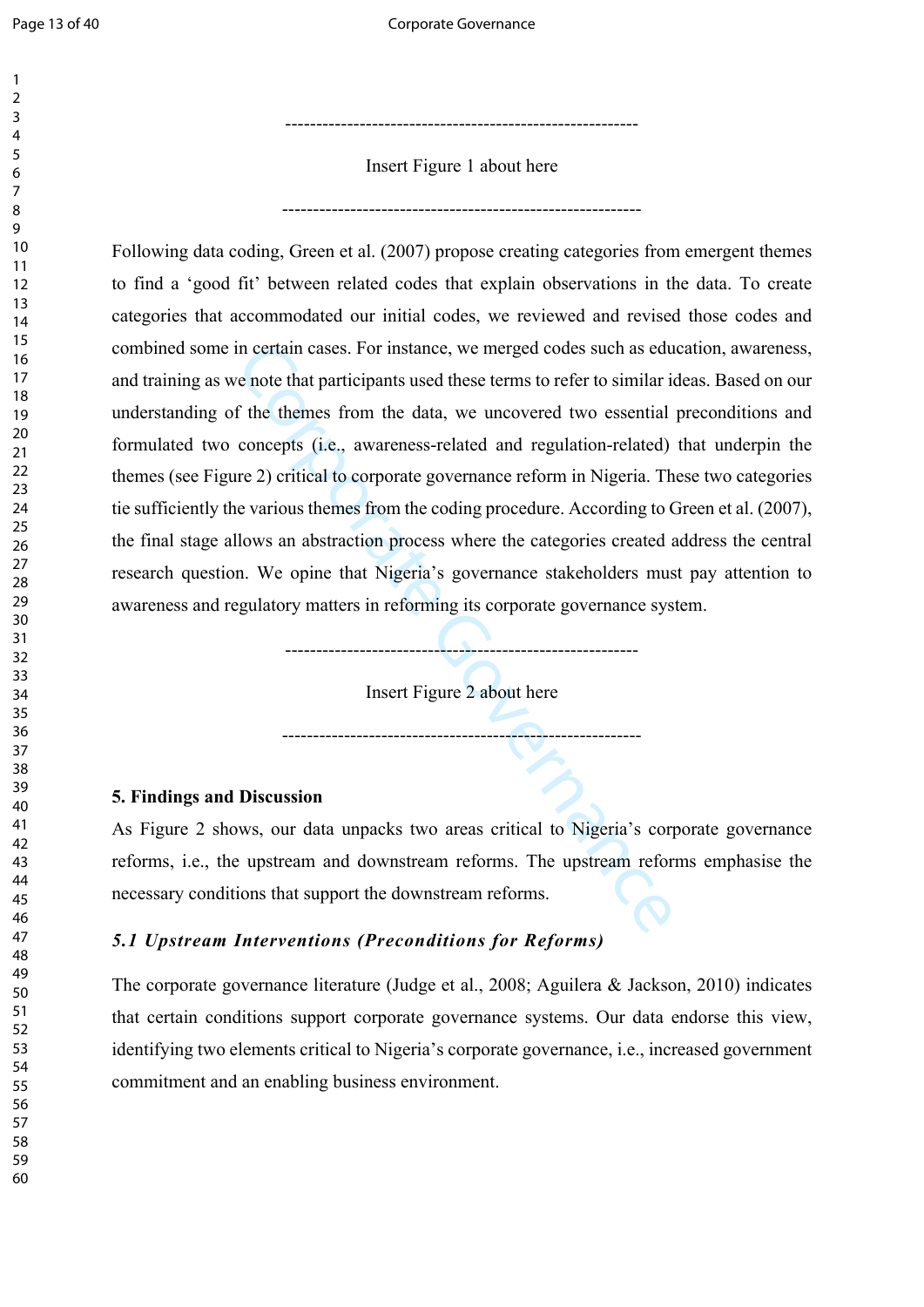---------------------------------------------------------

Insert Figure 1 about here

---------------------------------------------------------

Following data coding, Green et al. (2007) propose creating categories from emergent themes to find a 'good fit' between related codes that explain observations in the data. To create categories that accommodated our initial codes, we reviewed and revised those codes and combined some in certain cases. For instance, we merged codes such as education, awareness, and training as we note that participants used these terms to refer to similar ideas. Based on our understanding of the themes from the data, we uncovered two essential preconditions and formulated two concepts (i.e., awareness-related and regulation-related) that underpin the themes (see Figure 2) critical to corporate governance reform in Nigeria. These two categories tie sufficiently the various themes from the coding procedure. According to Green et al. (2007), the final stage allows an abstraction process where the categories created address the central research question. We opine that Nigeria's governance stakeholders must pay attention to awareness and regulatory matters in reforming its corporate governance system.

---------------------------------------------------------

Insert Figure 2 about here

---------------------------------------------------------

## 5. Findings and Discussion

As Figure 2 shows, our data unpacks two areas critical to Nigeria's corporate governance reforms, i.e., the upstream and downstream reforms. The upstream reforms emphasise the necessary conditions that support the downstream reforms.

### *5.1 Upstream Interventions (Preconditions for Reforms)*

The corporate governance literature (Judge et al., 2008; Aguilera & Jackson, 2010) indicates that certain conditions support corporate governance systems. Our data endorse this view, identifying two elements critical to Nigeria's corporate governance, i.e., increased government commitment and an enabling business environment.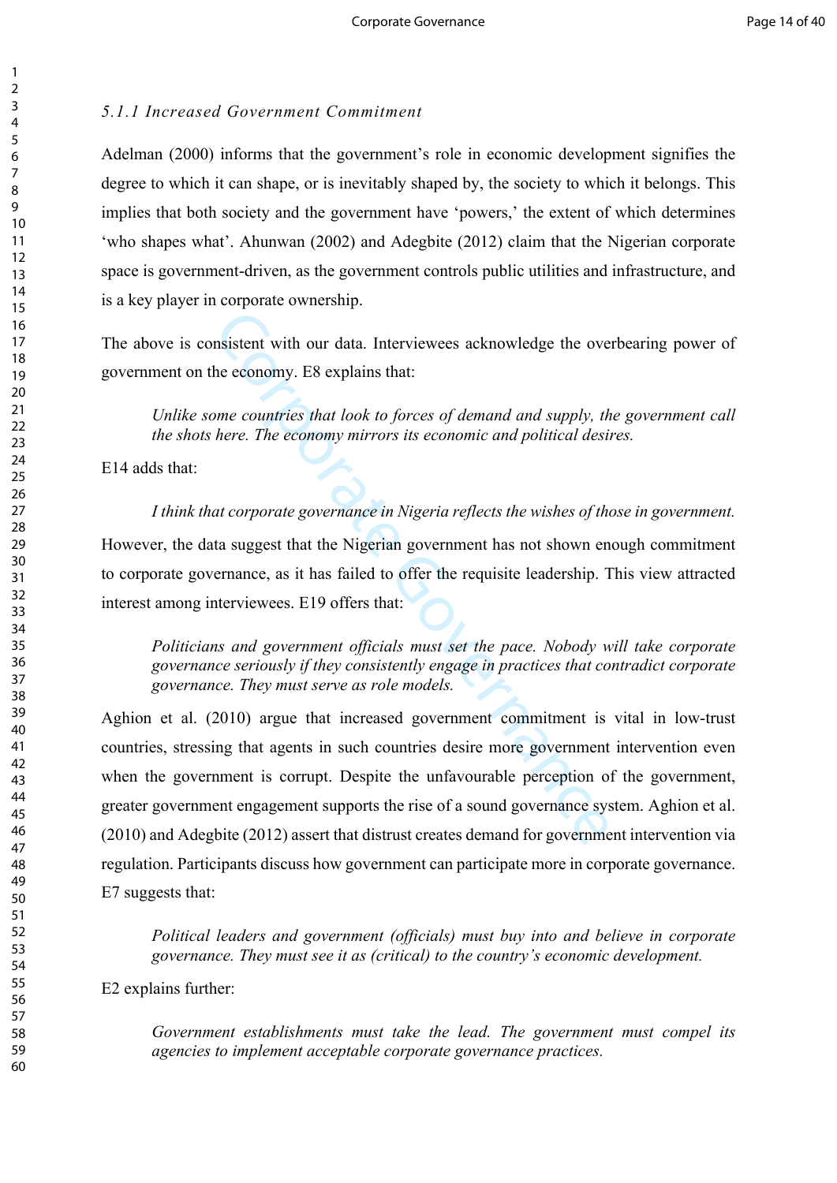### *5.1.1 Increased Government Commitment*

Adelman (2000) informs that the government's role in economic development signifies the degree to which it can shape, or is inevitably shaped by, the society to which it belongs. This implies that both society and the government have 'powers,' the extent of which determines 'who shapes what'. Ahunwan (2002) and Adegbite (2012) claim that the Nigerian corporate space is government-driven, as the government controls public utilities and infrastructure, and is a key player in corporate ownership.

The above is consistent with our data. Interviewees acknowledge the overbearing power of government on the economy. E8 explains that:

> *Unlike some countries that look to forces of demand and supply, the government call the shots here. The economy mirrors its economic and political desires.*

E14 adds that:

> *I think that corporate governance in Nigeria reflects the wishes of those in government.*

However, the data suggest that the Nigerian government has not shown enough commitment to corporate governance, as it has failed to offer the requisite leadership. This view attracted interest among interviewees. E19 offers that:

> *Politicians and government officials must set the pace. Nobody will take corporate governance seriously if they consistently engage in practices that contradict corporate governance. They must serve as role models.*

Aghion et al. (2010) argue that increased government commitment is vital in low-trust countries, stressing that agents in such countries desire more government intervention even when the government is corrupt. Despite the unfavourable perception of the government, greater government engagement supports the rise of a sound governance system. Aghion et al. (2010) and Adegbite (2012) assert that distrust creates demand for government intervention via regulation. Participants discuss how government can participate more in corporate governance. E7 suggests that:

> *Political leaders and government (officials) must buy into and believe in corporate governance. They must see it as (critical) to the country's economic development.*

E2 explains further:

> *Government establishments must take the lead. The government must compel its agencies to implement acceptable corporate governance practices.*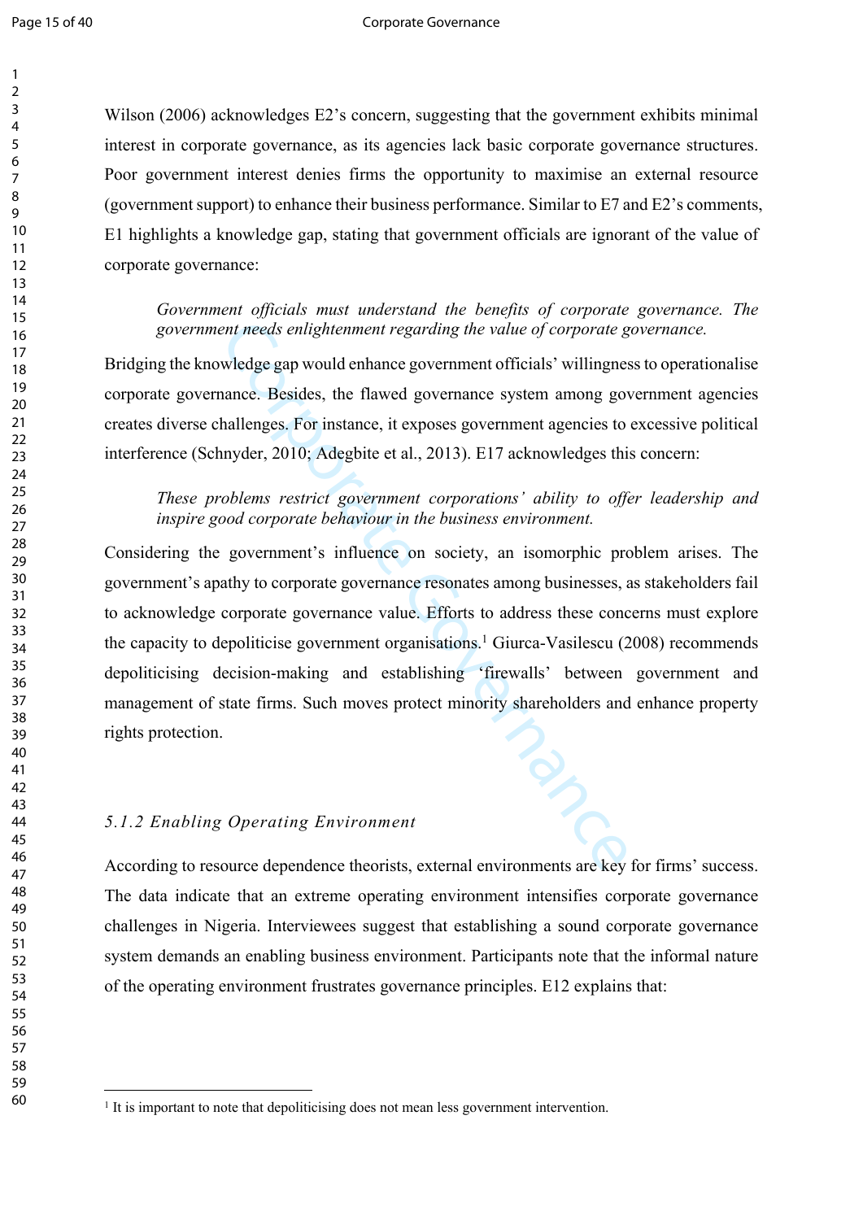Wilson (2006) acknowledges E2's concern, suggesting that the government exhibits minimal interest in corporate governance, as its agencies lack basic corporate governance structures. Poor government interest denies firms the opportunity to maximise an external resource (government support) to enhance their business performance. Similar to E7 and E2's comments, E1 highlights a knowledge gap, stating that government officials are ignorant of the value of corporate governance:

> *Government officials must understand the benefits of corporate governance. The government needs enlightenment regarding the value of corporate governance.*

Bridging the knowledge gap would enhance government officials' willingness to operationalise corporate governance. Besides, the flawed governance system among government agencies creates diverse challenges. For instance, it exposes government agencies to excessive political interference (Schnyder, 2010; Adegbite et al., 2013). E17 acknowledges this concern:

> *These problems restrict government corporations' ability to offer leadership and inspire good corporate behaviour in the business environment.*

Considering the government's influence on society, an isomorphic problem arises. The government's apathy to corporate governance resonates among businesses, as stakeholders fail to acknowledge corporate governance value. Efforts to address these concerns must explore the capacity to depoliticise government organisations.[1] Giurca-Vasilescu (2008) recommends depoliticising decision-making and establishing 'firewalls' between government and management of state firms. Such moves protect minority shareholders and enhance property rights protection.

### *5.1.2 Enabling Operating Environment*

According to resource dependence theorists, external environments are key for firms' success. The data indicate that an extreme operating environment intensifies corporate governance challenges in Nigeria. Interviewees suggest that establishing a sound corporate governance system demands an enabling business environment. Participants note that the informal nature of the operating environment frustrates governance principles. E12 explains that:

---

[1] It is important to note that depoliticising does not mean less government intervention.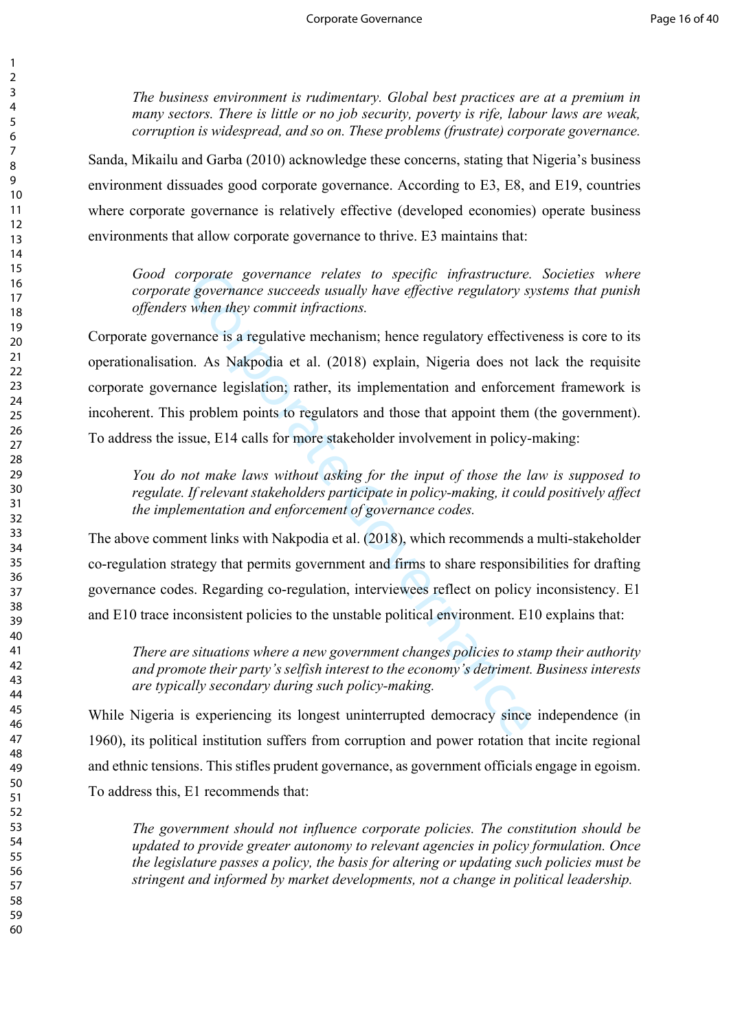> *The business environment is rudimentary. Global best practices are at a premium in many sectors. There is little or no job security, poverty is rife, labour laws are weak, corruption is widespread, and so on. These problems (frustrate) corporate governance.*

Sanda, Mikailu and Garba (2010) acknowledge these concerns, stating that Nigeria's business environment dissuades good corporate governance. According to E3, E8, and E19, countries where corporate governance is relatively effective (developed economies) operate business environments that allow corporate governance to thrive. E3 maintains that:

> *Good corporate governance relates to specific infrastructure. Societies where corporate governance succeeds usually have effective regulatory systems that punish offenders when they commit infractions.*

Corporate governance is a regulative mechanism; hence regulatory effectiveness is core to its operationalisation. As Nakpodia et al. (2018) explain, Nigeria does not lack the requisite corporate governance legislation; rather, its implementation and enforcement framework is incoherent. This problem points to regulators and those that appoint them (the government). To address the issue, E14 calls for more stakeholder involvement in policy-making:

> *You do not make laws without asking for the input of those the law is supposed to regulate. If relevant stakeholders participate in policy-making, it could positively affect the implementation and enforcement of governance codes.*

The above comment links with Nakpodia et al. (2018), which recommends a multi-stakeholder co-regulation strategy that permits government and firms to share responsibilities for drafting governance codes. Regarding co-regulation, interviewees reflect on policy inconsistency. E1 and E10 trace inconsistent policies to the unstable political environment. E10 explains that:

> *There are situations where a new government changes policies to stamp their authority and promote their party's selfish interest to the economy's detriment. Business interests are typically secondary during such policy-making.*

While Nigeria is experiencing its longest uninterrupted democracy since independence (in 1960), its political institution suffers from corruption and power rotation that incite regional and ethnic tensions. This stifles prudent governance, as government officials engage in egoism. To address this, E1 recommends that:

> *The government should not influence corporate policies. The constitution should be updated to provide greater autonomy to relevant agencies in policy formulation. Once the legislature passes a policy, the basis for altering or updating such policies must be stringent and informed by market developments, not a change in political leadership.*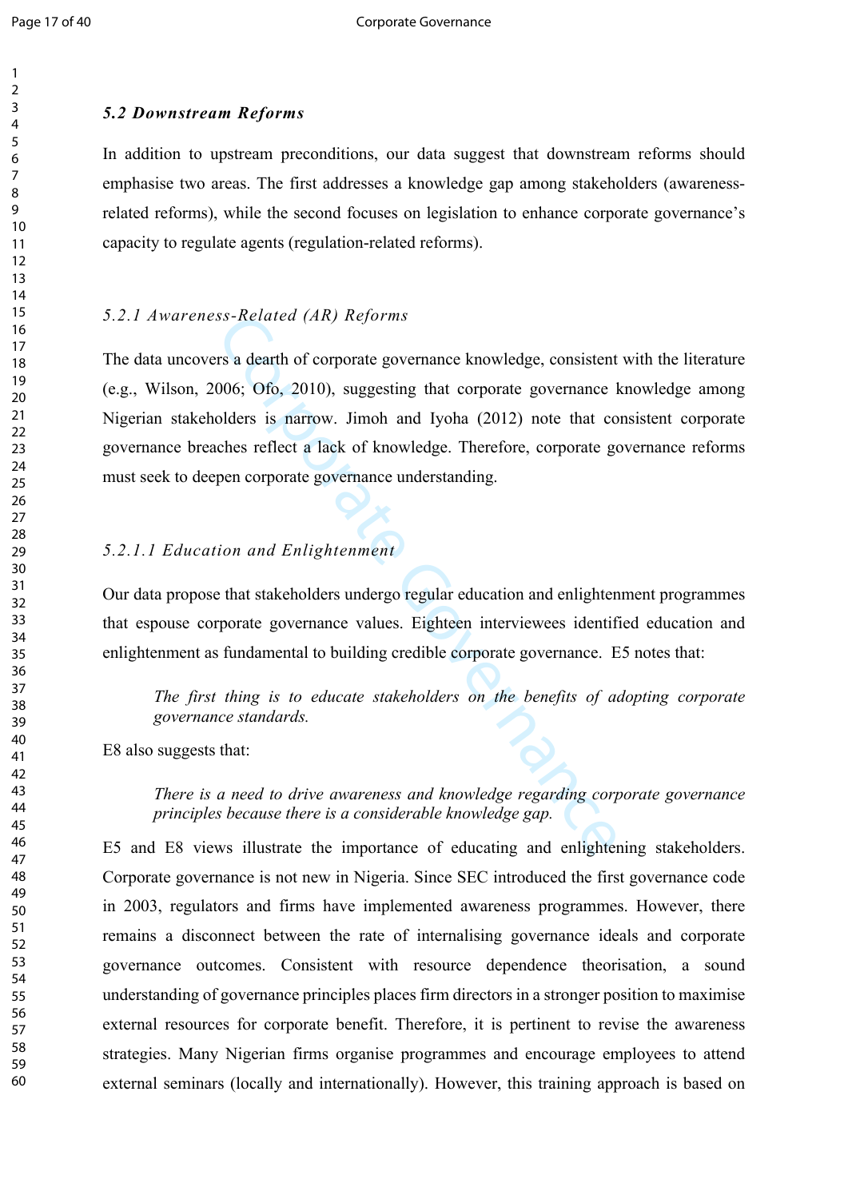### *5.2 Downstream Reforms*

In addition to upstream preconditions, our data suggest that downstream reforms should emphasise two areas. The first addresses a knowledge gap among stakeholders (awareness-related reforms), while the second focuses on legislation to enhance corporate governance's capacity to regulate agents (regulation-related reforms).

#### *5.2.1 Awareness-Related (AR) Reforms*

The data uncovers a dearth of corporate governance knowledge, consistent with the literature (e.g., Wilson, 2006; Ofo, 2010), suggesting that corporate governance knowledge among Nigerian stakeholders is narrow. Jimoh and Iyoha (2012) note that consistent corporate governance breaches reflect a lack of knowledge. Therefore, corporate governance reforms must seek to deepen corporate governance understanding.

##### *5.2.1.1 Education and Enlightenment*

Our data propose that stakeholders undergo regular education and enlightenment programmes that espouse corporate governance values. Eighteen interviewees identified education and enlightenment as fundamental to building credible corporate governance. E5 notes that:

> *The first thing is to educate stakeholders on the benefits of adopting corporate governance standards.*

E8 also suggests that:

> *There is a need to drive awareness and knowledge regarding corporate governance principles because there is a considerable knowledge gap.*

E5 and E8 views illustrate the importance of educating and enlightening stakeholders. Corporate governance is not new in Nigeria. Since SEC introduced the first governance code in 2003, regulators and firms have implemented awareness programmes. However, there remains a disconnect between the rate of internalising governance ideals and corporate governance outcomes. Consistent with resource dependence theorisation, a sound understanding of governance principles places firm directors in a stronger position to maximise external resources for corporate benefit. Therefore, it is pertinent to revise the awareness strategies. Many Nigerian firms organise programmes and encourage employees to attend external seminars (locally and internationally). However, this training approach is based on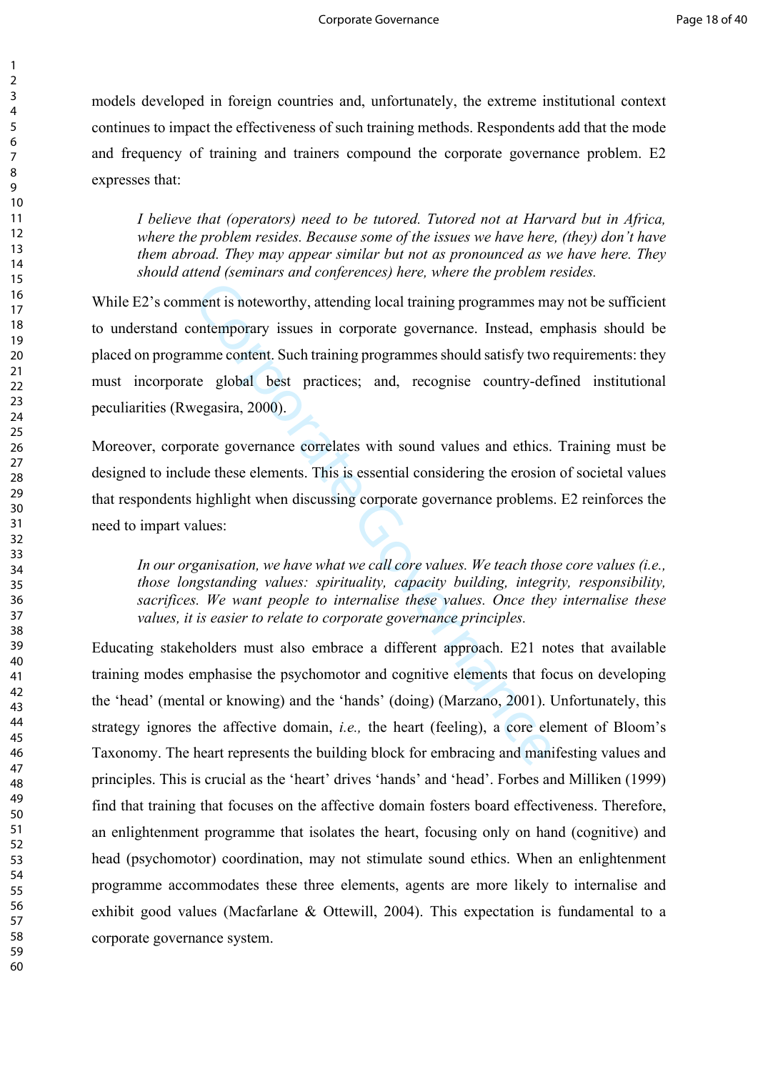models developed in foreign countries and, unfortunately, the extreme institutional context continues to impact the effectiveness of such training methods. Respondents add that the mode and frequency of training and trainers compound the corporate governance problem. E2 expresses that:

> *I believe that (operators) need to be tutored. Tutored not at Harvard but in Africa, where the problem resides. Because some of the issues we have here, (they) don't have them abroad. They may appear similar but not as pronounced as we have here. They should attend (seminars and conferences) here, where the problem resides.*

While E2's comment is noteworthy, attending local training programmes may not be sufficient to understand contemporary issues in corporate governance. Instead, emphasis should be placed on programme content. Such training programmes should satisfy two requirements: they must incorporate global best practices; and, recognise country-defined institutional peculiarities (Rwegasira, 2000).

Moreover, corporate governance correlates with sound values and ethics. Training must be designed to include these elements. This is essential considering the erosion of societal values that respondents highlight when discussing corporate governance problems. E2 reinforces the need to impart values:

> *In our organisation, we have what we call core values. We teach those core values (i.e., those longstanding values: spirituality, capacity building, integrity, responsibility, sacrifices. We want people to internalise these values. Once they internalise these values, it is easier to relate to corporate governance principles.*

Educating stakeholders must also embrace a different approach. E21 notes that available training modes emphasise the psychomotor and cognitive elements that focus on developing the 'head' (mental or knowing) and the 'hands' (doing) (Marzano, 2001). Unfortunately, this strategy ignores the affective domain, *i.e.,* the heart (feeling), a core element of Bloom's Taxonomy. The heart represents the building block for embracing and manifesting values and principles. This is crucial as the 'heart' drives 'hands' and 'head'. Forbes and Milliken (1999) find that training that focuses on the affective domain fosters board effectiveness. Therefore, an enlightenment programme that isolates the heart, focusing only on hand (cognitive) and head (psychomotor) coordination, may not stimulate sound ethics. When an enlightenment programme accommodates these three elements, agents are more likely to internalise and exhibit good values (Macfarlane & Ottewill, 2004). This expectation is fundamental to a corporate governance system.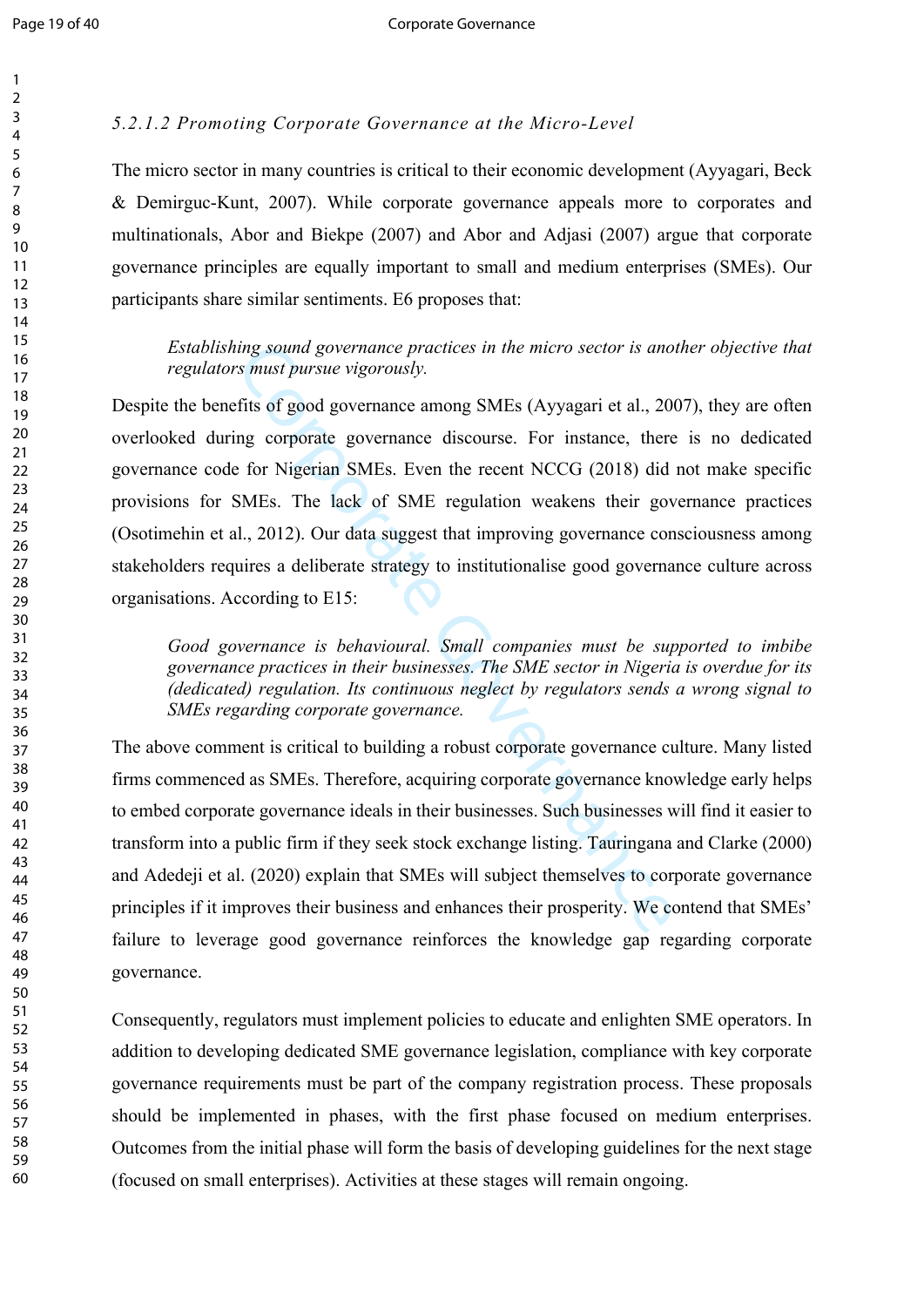#### *5.2.1.2 Promoting Corporate Governance at the Micro-Level*

The micro sector in many countries is critical to their economic development (Ayyagari, Beck & Demirguc-Kunt, 2007). While corporate governance appeals more to corporates and multinationals, Abor and Biekpe (2007) and Abor and Adjasi (2007) argue that corporate governance principles are equally important to small and medium enterprises (SMEs). Our participants share similar sentiments. E6 proposes that:

> *Establishing sound governance practices in the micro sector is another objective that regulators must pursue vigorously.*

Despite the benefits of good governance among SMEs (Ayyagari et al., 2007), they are often overlooked during corporate governance discourse. For instance, there is no dedicated governance code for Nigerian SMEs. Even the recent NCCG (2018) did not make specific provisions for SMEs. The lack of SME regulation weakens their governance practices (Osotimehin et al., 2012). Our data suggest that improving governance consciousness among stakeholders requires a deliberate strategy to institutionalise good governance culture across organisations. According to E15:

> *Good governance is behavioural. Small companies must be supported to imbibe governance practices in their businesses. The SME sector in Nigeria is overdue for its (dedicated) regulation. Its continuous neglect by regulators sends a wrong signal to SMEs regarding corporate governance.*

The above comment is critical to building a robust corporate governance culture. Many listed firms commenced as SMEs. Therefore, acquiring corporate governance knowledge early helps to embed corporate governance ideals in their businesses. Such businesses will find it easier to transform into a public firm if they seek stock exchange listing. Tauringana and Clarke (2000) and Adedeji et al. (2020) explain that SMEs will subject themselves to corporate governance principles if it improves their business and enhances their prosperity. We contend that SMEs' failure to leverage good governance reinforces the knowledge gap regarding corporate governance.

Consequently, regulators must implement policies to educate and enlighten SME operators. In addition to developing dedicated SME governance legislation, compliance with key corporate governance requirements must be part of the company registration process. These proposals should be implemented in phases, with the first phase focused on medium enterprises. Outcomes from the initial phase will form the basis of developing guidelines for the next stage (focused on small enterprises). Activities at these stages will remain ongoing.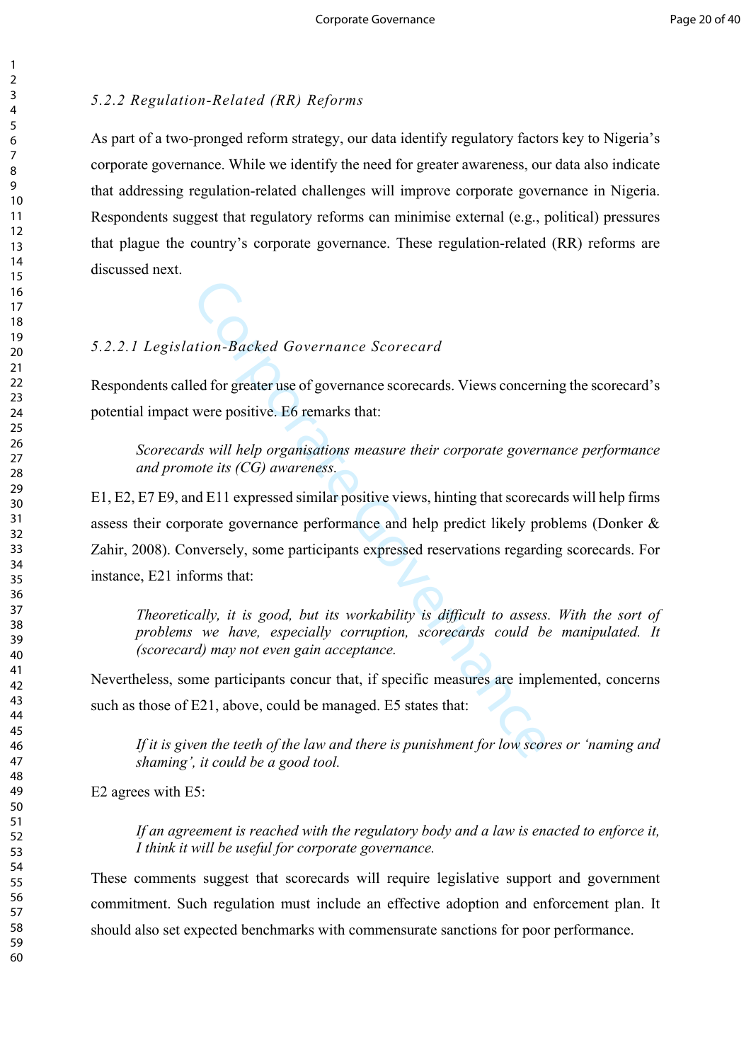### *5.2.2 Regulation-Related (RR) Reforms*

As part of a two-pronged reform strategy, our data identify regulatory factors key to Nigeria's corporate governance. While we identify the need for greater awareness, our data also indicate that addressing regulation-related challenges will improve corporate governance in Nigeria. Respondents suggest that regulatory reforms can minimise external (e.g., political) pressures that plague the country's corporate governance. These regulation-related (RR) reforms are discussed next.

#### *5.2.2.1 Legislation-Backed Governance Scorecard*

Respondents called for greater use of governance scorecards. Views concerning the scorecard's potential impact were positive. E6 remarks that:

> *Scorecards will help organisations measure their corporate governance performance and promote its (CG) awareness.*

E1, E2, E7 E9, and E11 expressed similar positive views, hinting that scorecards will help firms assess their corporate governance performance and help predict likely problems (Donker & Zahir, 2008). Conversely, some participants expressed reservations regarding scorecards. For instance, E21 informs that:

> *Theoretically, it is good, but its workability is difficult to assess. With the sort of problems we have, especially corruption, scorecards could be manipulated. It (scorecard) may not even gain acceptance.*

Nevertheless, some participants concur that, if specific measures are implemented, concerns such as those of E21, above, could be managed. E5 states that:

> *If it is given the teeth of the law and there is punishment for low scores or 'naming and shaming', it could be a good tool.*

E2 agrees with E5:

> *If an agreement is reached with the regulatory body and a law is enacted to enforce it, I think it will be useful for corporate governance.*

These comments suggest that scorecards will require legislative support and government commitment. Such regulation must include an effective adoption and enforcement plan. It should also set expected benchmarks with commensurate sanctions for poor performance.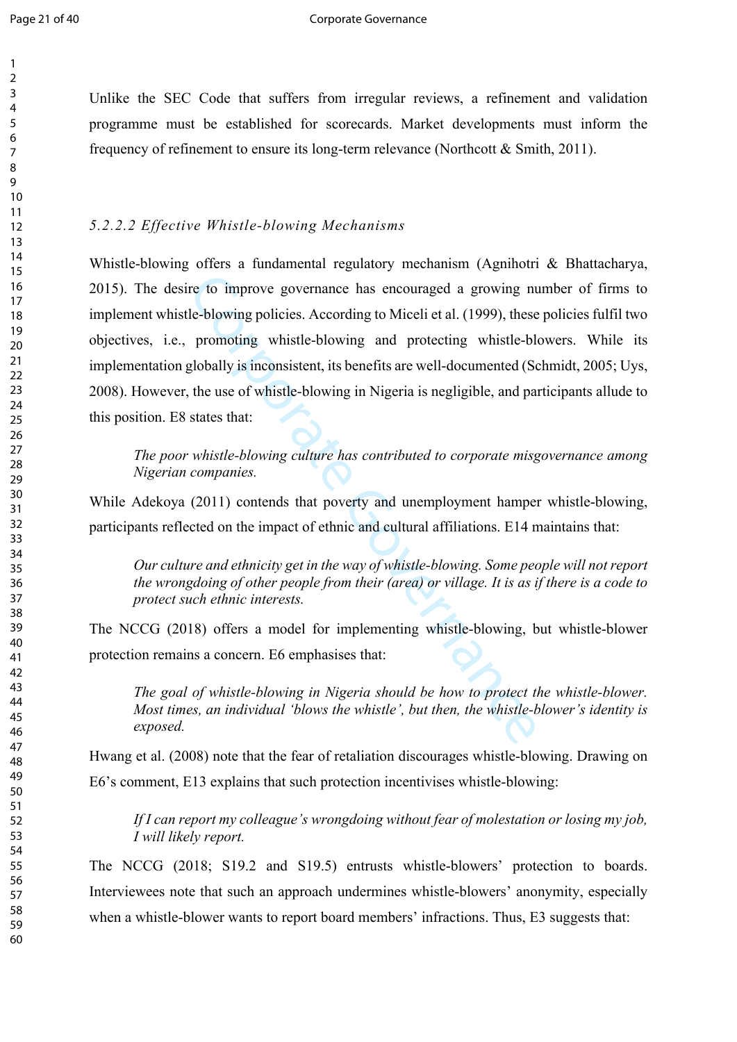Unlike the SEC Code that suffers from irregular reviews, a refinement and validation programme must be established for scorecards. Market developments must inform the frequency of refinement to ensure its long-term relevance (Northcott & Smith, 2011).

*5.2.2.2 Effective Whistle-blowing Mechanisms*

Whistle-blowing offers a fundamental regulatory mechanism (Agnihotri & Bhattacharya, 2015). The desire to improve governance has encouraged a growing number of firms to implement whistle-blowing policies. According to Miceli et al. (1999), these policies fulfil two objectives, i.e., promoting whistle-blowing and protecting whistle-blowers. While its implementation globally is inconsistent, its benefits are well-documented (Schmidt, 2005; Uys, 2008). However, the use of whistle-blowing in Nigeria is negligible, and participants allude to this position. E8 states that:

> *The poor whistle-blowing culture has contributed to corporate misgovernance among Nigerian companies.*

While Adekoya (2011) contends that poverty and unemployment hamper whistle-blowing, participants reflected on the impact of ethnic and cultural affiliations. E14 maintains that:

> *Our culture and ethnicity get in the way of whistle-blowing. Some people will not report the wrongdoing of other people from their (area) or village. It is as if there is a code to protect such ethnic interests.*

The NCCG (2018) offers a model for implementing whistle-blowing, but whistle-blower protection remains a concern. E6 emphasises that:

> *The goal of whistle-blowing in Nigeria should be how to protect the whistle-blower. Most times, an individual 'blows the whistle', but then, the whistle-blower's identity is exposed.*

Hwang et al. (2008) note that the fear of retaliation discourages whistle-blowing. Drawing on E6's comment, E13 explains that such protection incentivises whistle-blowing:

> *If I can report my colleague's wrongdoing without fear of molestation or losing my job, I will likely report.*

The NCCG (2018; S19.2 and S19.5) entrusts whistle-blowers' protection to boards. Interviewees note that such an approach undermines whistle-blowers' anonymity, especially when a whistle-blower wants to report board members' infractions. Thus, E3 suggests that: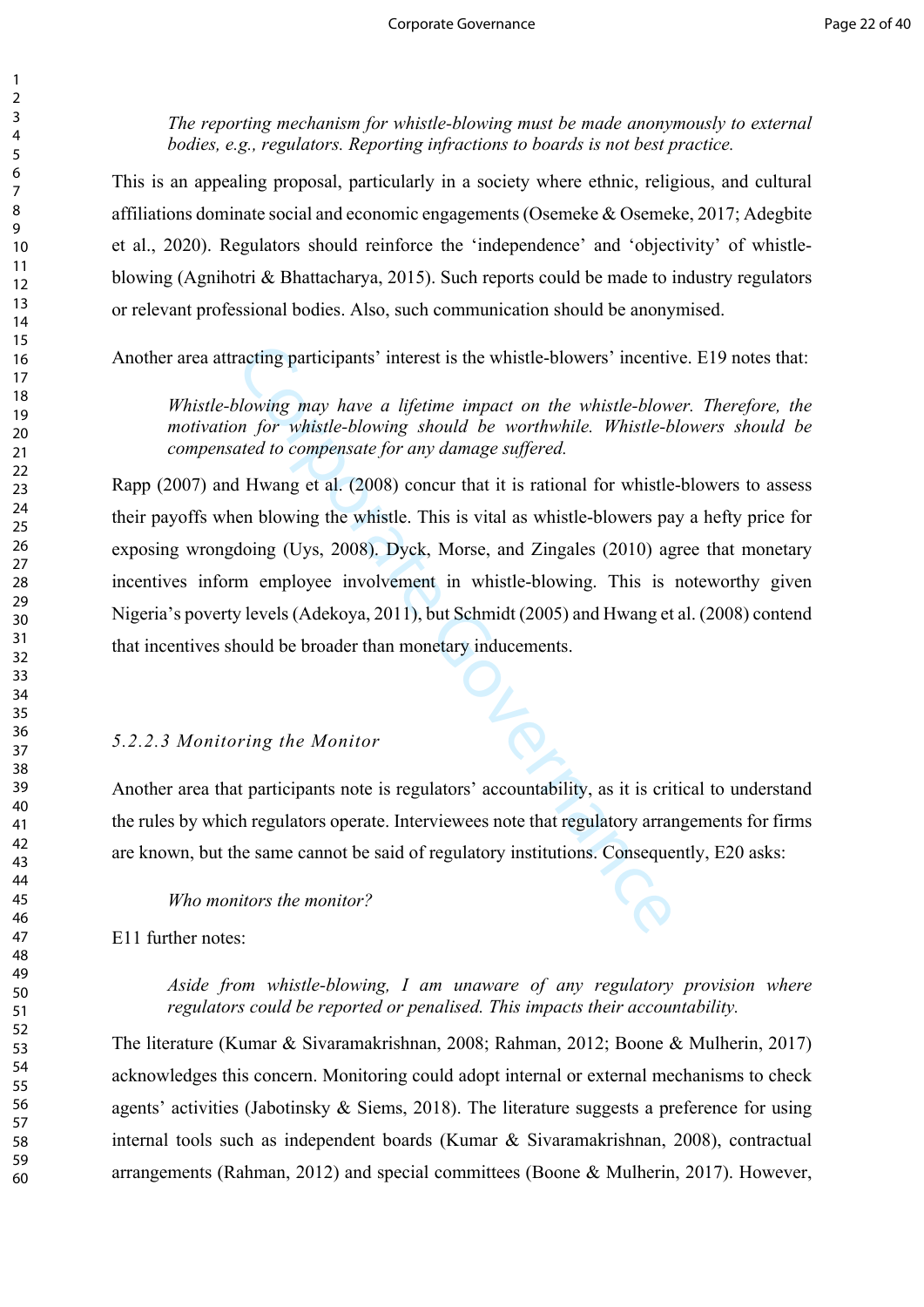*The reporting mechanism for whistle-blowing must be made anonymously to external bodies, e.g., regulators. Reporting infractions to boards is not best practice.*

This is an appealing proposal, particularly in a society where ethnic, religious, and cultural affiliations dominate social and economic engagements (Osemeke & Osemeke, 2017; Adegbite et al., 2020). Regulators should reinforce the 'independence' and 'objectivity' of whistle-blowing (Agnihotri & Bhattacharya, 2015). Such reports could be made to industry regulators or relevant professional bodies. Also, such communication should be anonymised.

Another area attracting participants' interest is the whistle-blowers' incentive. E19 notes that:

*Whistle-blowing may have a lifetime impact on the whistle-blower. Therefore, the motivation for whistle-blowing should be worthwhile. Whistle-blowers should be compensated to compensate for any damage suffered.*

Rapp (2007) and Hwang et al. (2008) concur that it is rational for whistle-blowers to assess their payoffs when blowing the whistle. This is vital as whistle-blowers pay a hefty price for exposing wrongdoing (Uys, 2008). Dyck, Morse, and Zingales (2010) agree that monetary incentives inform employee involvement in whistle-blowing. This is noteworthy given Nigeria's poverty levels (Adekoya, 2011), but Schmidt (2005) and Hwang et al. (2008) contend that incentives should be broader than monetary inducements.

*5.2.2.3 Monitoring the Monitor*

Another area that participants note is regulators' accountability, as it is critical to understand the rules by which regulators operate. Interviewees note that regulatory arrangements for firms are known, but the same cannot be said of regulatory institutions. Consequently, E20 asks:

*Who monitors the monitor?*

E11 further notes:

*Aside from whistle-blowing, I am unaware of any regulatory provision where regulators could be reported or penalised. This impacts their accountability.*

The literature (Kumar & Sivaramakrishnan, 2008; Rahman, 2012; Boone & Mulherin, 2017) acknowledges this concern. Monitoring could adopt internal or external mechanisms to check agents' activities (Jabotinsky & Siems, 2018). The literature suggests a preference for using internal tools such as independent boards (Kumar & Sivaramakrishnan, 2008), contractual arrangements (Rahman, 2012) and special committees (Boone & Mulherin, 2017). However,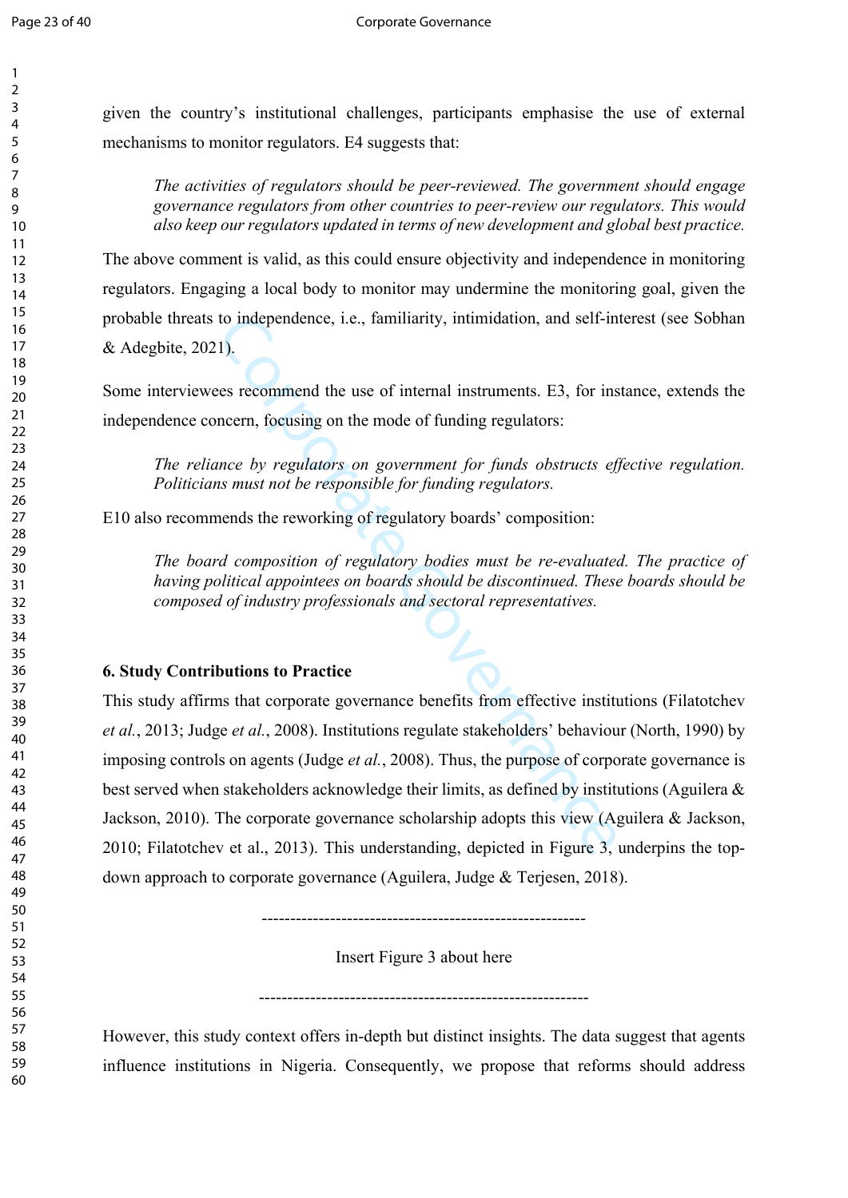given the country's institutional challenges, participants emphasise the use of external mechanisms to monitor regulators. E4 suggests that:

> *The activities of regulators should be peer-reviewed. The government should engage governance regulators from other countries to peer-review our regulators. This would also keep our regulators updated in terms of new development and global best practice.*

The above comment is valid, as this could ensure objectivity and independence in monitoring regulators. Engaging a local body to monitor may undermine the monitoring goal, given the probable threats to independence, i.e., familiarity, intimidation, and self-interest (see Sobhan & Adegbite, 2021).

Some interviewees recommend the use of internal instruments. E3, for instance, extends the independence concern, focusing on the mode of funding regulators:

> *The reliance by regulators on government for funds obstructs effective regulation. Politicians must not be responsible for funding regulators.*

E10 also recommends the reworking of regulatory boards' composition:

> *The board composition of regulatory bodies must be re-evaluated. The practice of having political appointees on boards should be discontinued. These boards should be composed of industry professionals and sectoral representatives.*

## 6. Study Contributions to Practice

This study affirms that corporate governance benefits from effective institutions (Filatotchev *et al.*, 2013; Judge *et al.*, 2008). Institutions regulate stakeholders' behaviour (North, 1990) by imposing controls on agents (Judge *et al.*, 2008). Thus, the purpose of corporate governance is best served when stakeholders acknowledge their limits, as defined by institutions (Aguilera & Jackson, 2010). The corporate governance scholarship adopts this view (Aguilera & Jackson, 2010; Filatotchev et al., 2013). This understanding, depicted in Figure 3, underpins the top-down approach to corporate governance (Aguilera, Judge & Terjesen, 2018).

---

Insert Figure 3 about here

---

However, this study context offers in-depth but distinct insights. The data suggest that agents influence institutions in Nigeria. Consequently, we propose that reforms should address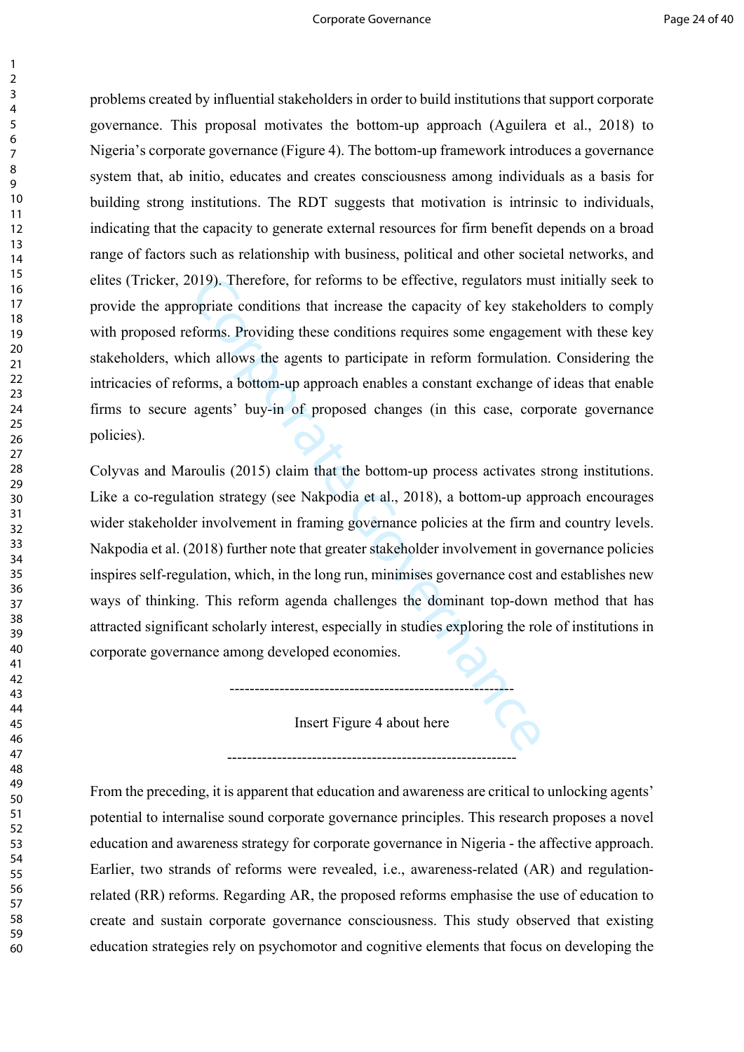problems created by influential stakeholders in order to build institutions that support corporate governance. This proposal motivates the bottom-up approach (Aguilera et al., 2018) to Nigeria's corporate governance (Figure 4). The bottom-up framework introduces a governance system that, ab initio, educates and creates consciousness among individuals as a basis for building strong institutions. The RDT suggests that motivation is intrinsic to individuals, indicating that the capacity to generate external resources for firm benefit depends on a broad range of factors such as relationship with business, political and other societal networks, and elites (Tricker, 2019). Therefore, for reforms to be effective, regulators must initially seek to provide the appropriate conditions that increase the capacity of key stakeholders to comply with proposed reforms. Providing these conditions requires some engagement with these key stakeholders, which allows the agents to participate in reform formulation. Considering the intricacies of reforms, a bottom-up approach enables a constant exchange of ideas that enable firms to secure agents' buy-in of proposed changes (in this case, corporate governance policies).

Colyvas and Maroulis (2015) claim that the bottom-up process activates strong institutions. Like a co-regulation strategy (see Nakpodia et al., 2018), a bottom-up approach encourages wider stakeholder involvement in framing governance policies at the firm and country levels. Nakpodia et al. (2018) further note that greater stakeholder involvement in governance policies inspires self-regulation, which, in the long run, minimises governance cost and establishes new ways of thinking. This reform agenda challenges the dominant top-down method that has attracted significant scholarly interest, especially in studies exploring the role of institutions in corporate governance among developed economies.

---

Insert Figure 4 about here

---

From the preceding, it is apparent that education and awareness are critical to unlocking agents' potential to internalise sound corporate governance principles. This research proposes a novel education and awareness strategy for corporate governance in Nigeria - the affective approach. Earlier, two strands of reforms were revealed, i.e., awareness-related (AR) and regulation-related (RR) reforms. Regarding AR, the proposed reforms emphasise the use of education to create and sustain corporate governance consciousness. This study observed that existing education strategies rely on psychomotor and cognitive elements that focus on developing the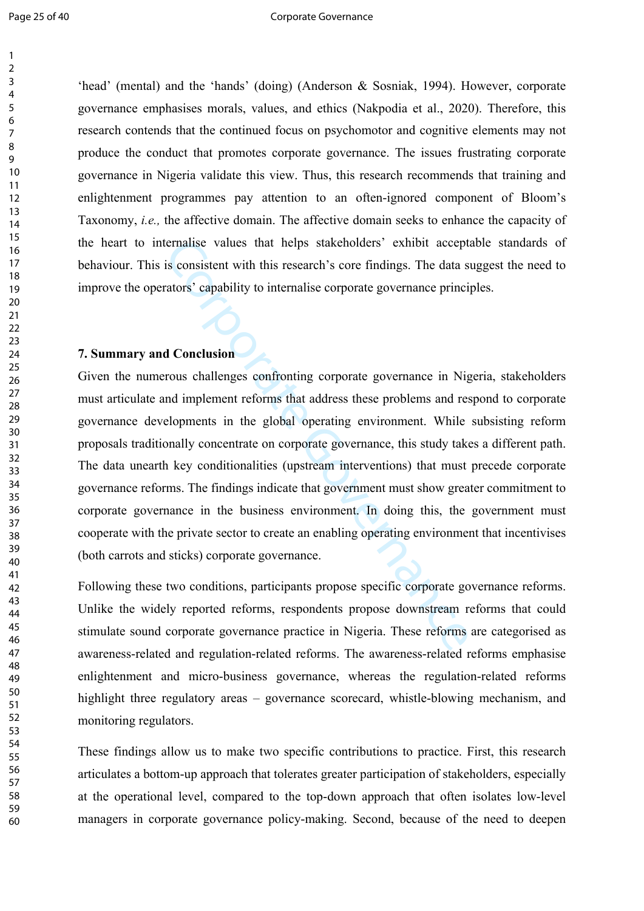'head' (mental) and the 'hands' (doing) (Anderson & Sosniak, 1994). However, corporate governance emphasises morals, values, and ethics (Nakpodia et al., 2020). Therefore, this research contends that the continued focus on psychomotor and cognitive elements may not produce the conduct that promotes corporate governance. The issues frustrating corporate governance in Nigeria validate this view. Thus, this research recommends that training and enlightenment programmes pay attention to an often-ignored component of Bloom's Taxonomy, *i.e.,* the affective domain. The affective domain seeks to enhance the capacity of the heart to internalise values that helps stakeholders' exhibit acceptable standards of behaviour. This is consistent with this research's core findings. The data suggest the need to improve the operators' capability to internalise corporate governance principles.

## 7. Summary and Conclusion

Given the numerous challenges confronting corporate governance in Nigeria, stakeholders must articulate and implement reforms that address these problems and respond to corporate governance developments in the global operating environment. While subsisting reform proposals traditionally concentrate on corporate governance, this study takes a different path. The data unearth key conditionalities (upstream interventions) that must precede corporate governance reforms. The findings indicate that government must show greater commitment to corporate governance in the business environment. In doing this, the government must cooperate with the private sector to create an enabling operating environment that incentivises (both carrots and sticks) corporate governance.

Following these two conditions, participants propose specific corporate governance reforms. Unlike the widely reported reforms, respondents propose downstream reforms that could stimulate sound corporate governance practice in Nigeria. These reforms are categorised as awareness-related and regulation-related reforms. The awareness-related reforms emphasise enlightenment and micro-business governance, whereas the regulation-related reforms highlight three regulatory areas – governance scorecard, whistle-blowing mechanism, and monitoring regulators.

These findings allow us to make two specific contributions to practice. First, this research articulates a bottom-up approach that tolerates greater participation of stakeholders, especially at the operational level, compared to the top-down approach that often isolates low-level managers in corporate governance policy-making. Second, because of the need to deepen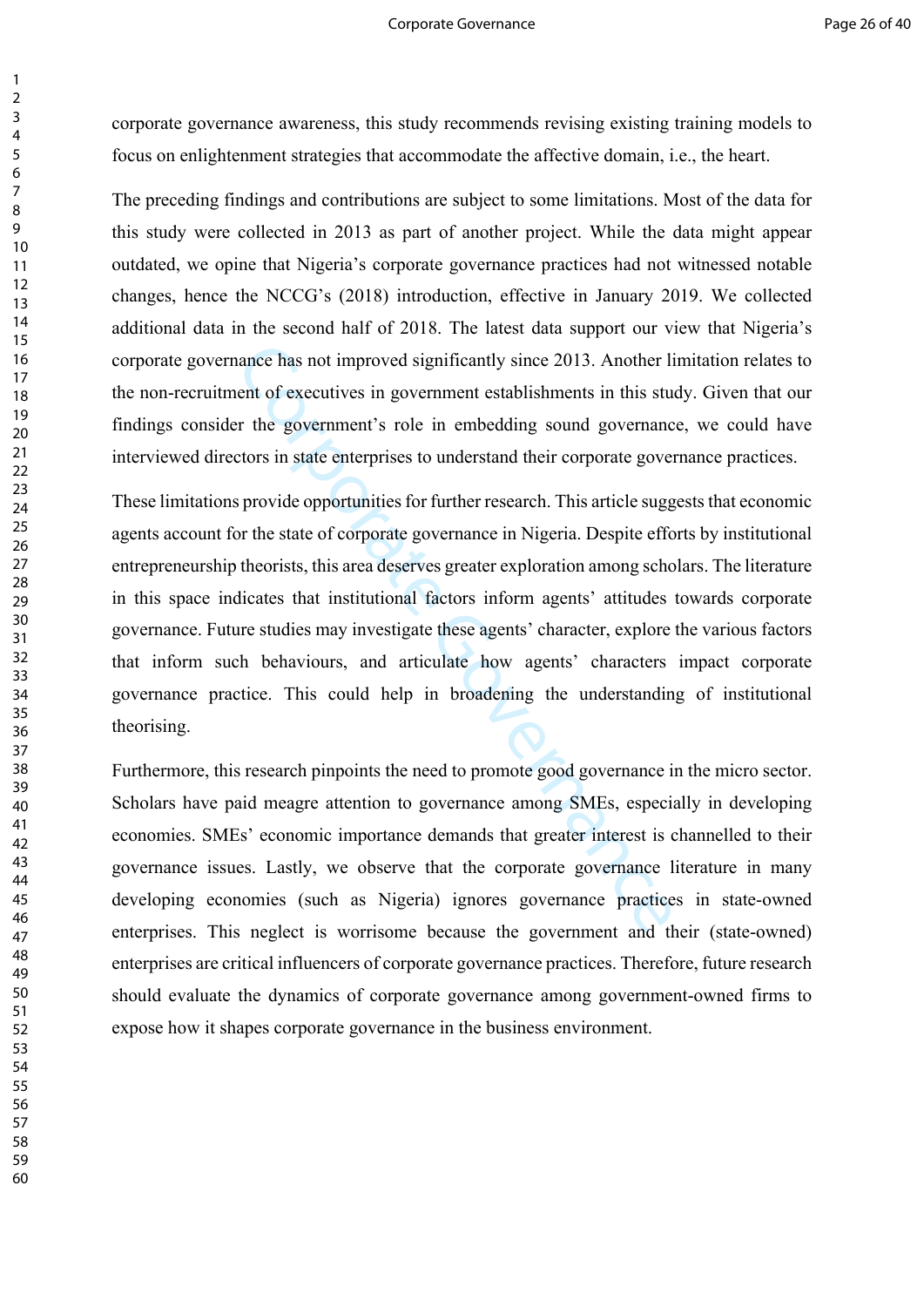corporate governance awareness, this study recommends revising existing training models to focus on enlightenment strategies that accommodate the affective domain, i.e., the heart.

The preceding findings and contributions are subject to some limitations. Most of the data for this study were collected in 2013 as part of another project. While the data might appear outdated, we opine that Nigeria's corporate governance practices had not witnessed notable changes, hence the NCCG's (2018) introduction, effective in January 2019. We collected additional data in the second half of 2018. The latest data support our view that Nigeria's corporate governance has not improved significantly since 2013. Another limitation relates to the non-recruitment of executives in government establishments in this study. Given that our findings consider the government's role in embedding sound governance, we could have interviewed directors in state enterprises to understand their corporate governance practices.

These limitations provide opportunities for further research. This article suggests that economic agents account for the state of corporate governance in Nigeria. Despite efforts by institutional entrepreneurship theorists, this area deserves greater exploration among scholars. The literature in this space indicates that institutional factors inform agents' attitudes towards corporate governance. Future studies may investigate these agents' character, explore the various factors that inform such behaviours, and articulate how agents' characters impact corporate governance practice. This could help in broadening the understanding of institutional theorising.

Furthermore, this research pinpoints the need to promote good governance in the micro sector. Scholars have paid meagre attention to governance among SMEs, especially in developing economies. SMEs' economic importance demands that greater interest is channelled to their governance issues. Lastly, we observe that the corporate governance literature in many developing economies (such as Nigeria) ignores governance practices in state-owned enterprises. This neglect is worrisome because the government and their (state-owned) enterprises are critical influencers of corporate governance practices. Therefore, future research should evaluate the dynamics of corporate governance among government-owned firms to expose how it shapes corporate governance in the business environment.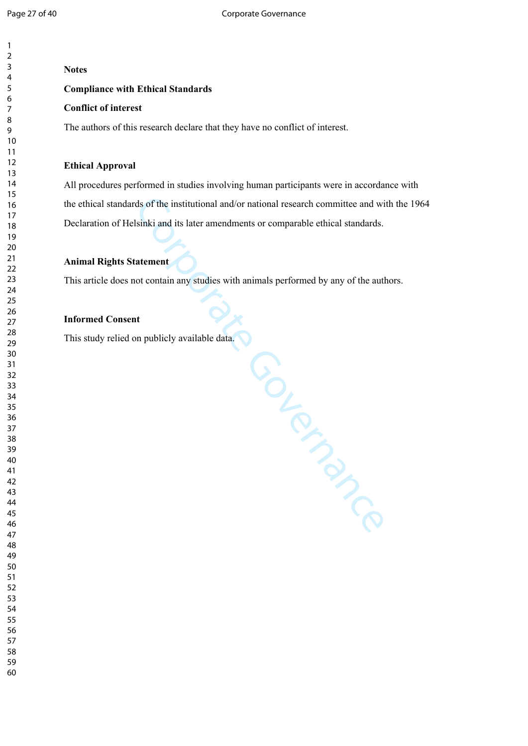## Notes

### Compliance with Ethical Standards

### Conflict of interest

The authors of this research declare that they have no conflict of interest.

### Ethical Approval

All procedures performed in studies involving human participants were in accordance with the ethical standards of the institutional and/or national research committee and with the 1964 Declaration of Helsinki and its later amendments or comparable ethical standards.

### Animal Rights Statement

This article does not contain any studies with animals performed by any of the authors.

### Informed Consent

This study relied on publicly available data.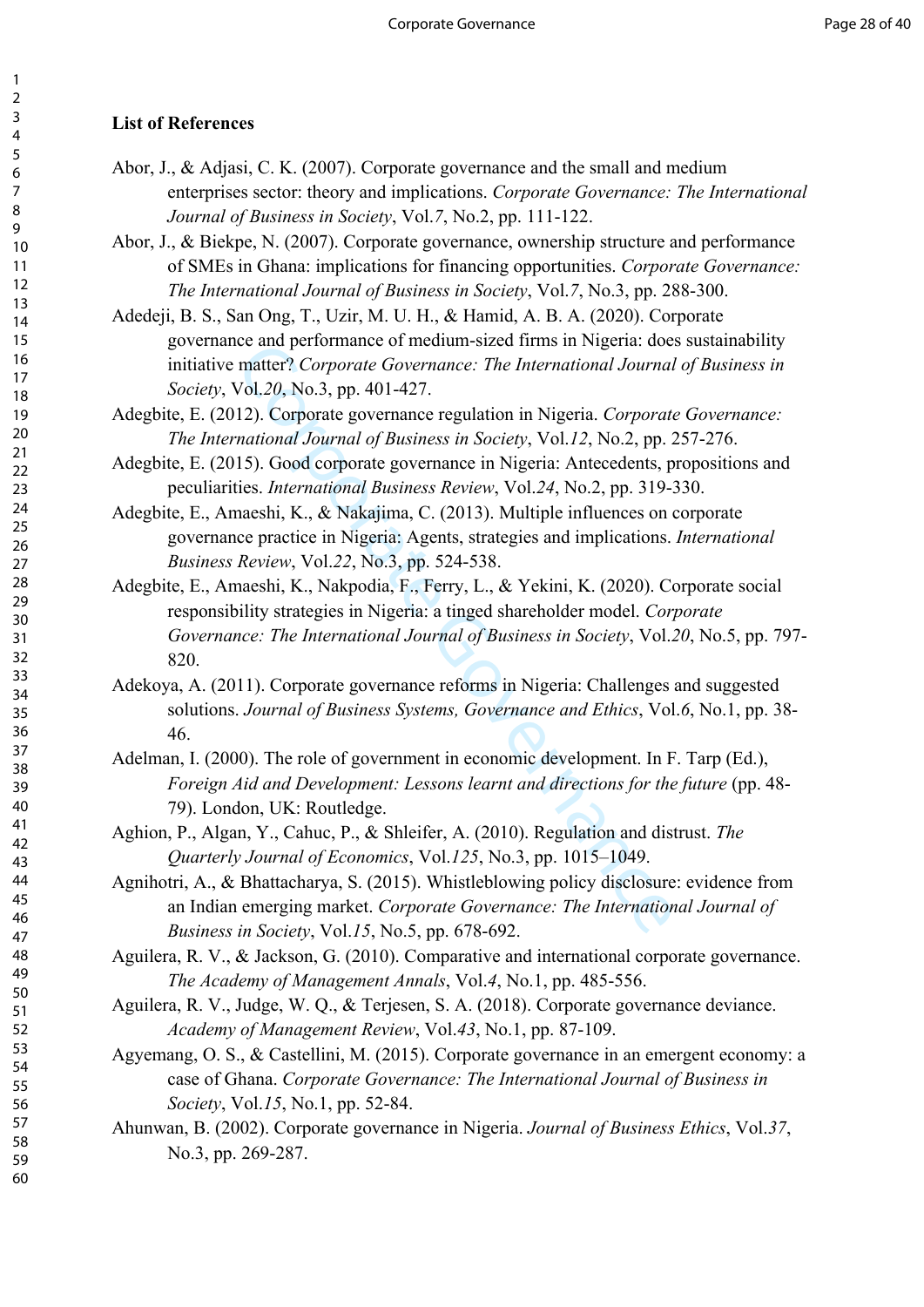**List of References**

Abor, J., & Adjasi, C. K. (2007). Corporate governance and the small and medium enterprises sector: theory and implications. *Corporate Governance: The International Journal of Business in Society*, Vol.*7*, No.2, pp. 111-122.

Abor, J., & Biekpe, N. (2007). Corporate governance, ownership structure and performance of SMEs in Ghana: implications for financing opportunities. *Corporate Governance: The International Journal of Business in Society*, Vol.*7*, No.3, pp. 288-300.

Adedeji, B. S., San Ong, T., Uzir, M. U. H., & Hamid, A. B. A. (2020). Corporate governance and performance of medium-sized firms in Nigeria: does sustainability initiative matter? *Corporate Governance: The International Journal of Business in Society*, Vol.*20*, No.3, pp. 401-427.

Adegbite, E. (2012). Corporate governance regulation in Nigeria. *Corporate Governance: The International Journal of Business in Society*, Vol.*12*, No.2, pp. 257-276.

Adegbite, E. (2015). Good corporate governance in Nigeria: Antecedents, propositions and peculiarities. *International Business Review*, Vol.*24*, No.2, pp. 319-330.

Adegbite, E., Amaeshi, K., & Nakajima, C. (2013). Multiple influences on corporate governance practice in Nigeria: Agents, strategies and implications. *International Business Review*, Vol.*22*, No.3, pp. 524-538.

Adegbite, E., Amaeshi, K., Nakpodia, F., Ferry, L., & Yekini, K. (2020). Corporate social responsibility strategies in Nigeria: a tinged shareholder model. *Corporate Governance: The International Journal of Business in Society*, Vol.*20*, No.5, pp. 797-820.

Adekoya, A. (2011). Corporate governance reforms in Nigeria: Challenges and suggested solutions. *Journal of Business Systems, Governance and Ethics*, Vol.*6*, No.1, pp. 38-46.

Adelman, I. (2000). The role of government in economic development. In F. Tarp (Ed.), *Foreign Aid and Development: Lessons learnt and directions for the future* (pp. 48-79). London, UK: Routledge.

Aghion, P., Algan, Y., Cahuc, P., & Shleifer, A. (2010). Regulation and distrust. *The Quarterly Journal of Economics*, Vol.*125*, No.3, pp. 1015–1049.

Agnihotri, A., & Bhattacharya, S. (2015). Whistleblowing policy disclosure: evidence from an Indian emerging market. *Corporate Governance: The International Journal of Business in Society*, Vol.*15*, No.5, pp. 678-692.

Aguilera, R. V., & Jackson, G. (2010). Comparative and international corporate governance. *The Academy of Management Annals*, Vol.*4*, No.1, pp. 485-556.

Aguilera, R. V., Judge, W. Q., & Terjesen, S. A. (2018). Corporate governance deviance. *Academy of Management Review*, Vol.*43*, No.1, pp. 87-109.

Agyemang, O. S., & Castellini, M. (2015). Corporate governance in an emergent economy: a case of Ghana. *Corporate Governance: The International Journal of Business in Society*, Vol.*15*, No.1, pp. 52-84.

Ahunwan, B. (2002). Corporate governance in Nigeria. *Journal of Business Ethics*, Vol.*37*, No.3, pp. 269-287.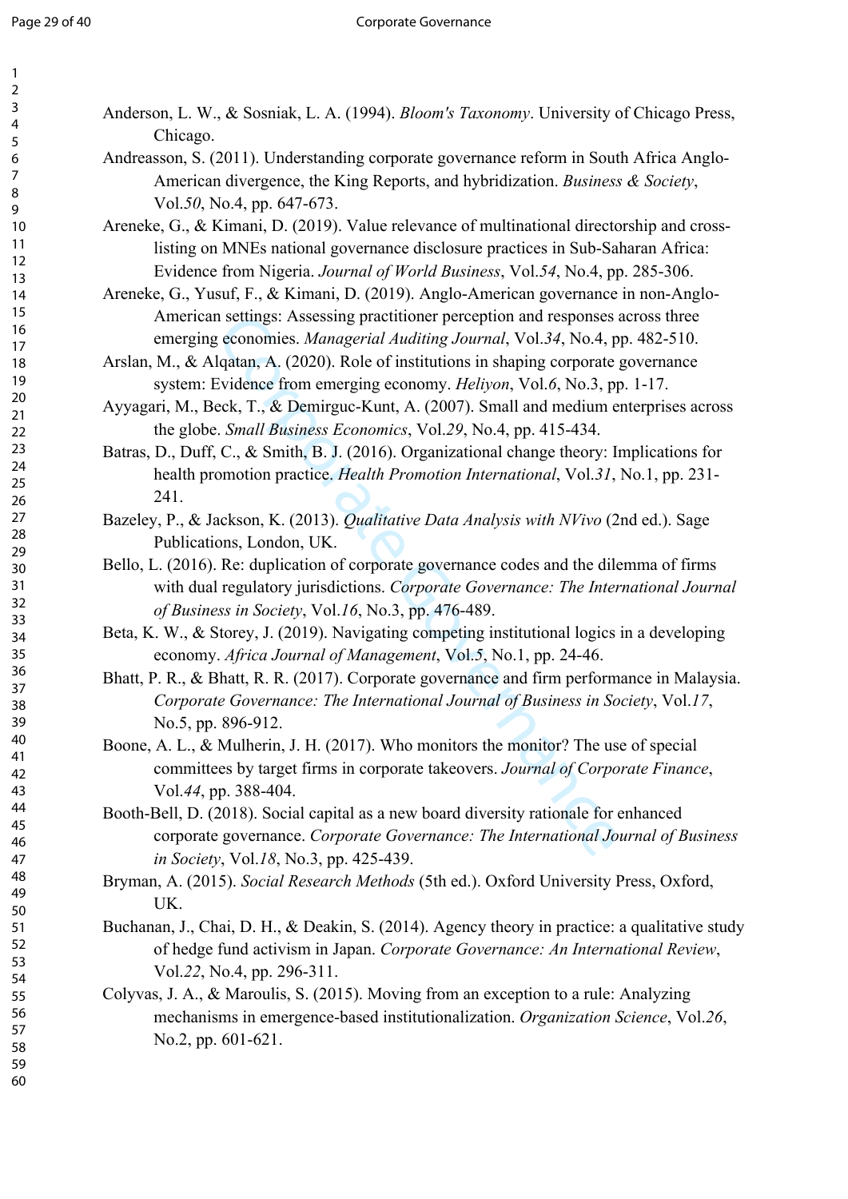Anderson, L. W., & Sosniak, L. A. (1994). *Bloom's Taxonomy*. University of Chicago Press, Chicago.

Andreasson, S. (2011). Understanding corporate governance reform in South Africa Anglo-American divergence, the King Reports, and hybridization. *Business & Society*, Vol.*50*, No.4, pp. 647-673.

Areneke, G., & Kimani, D. (2019). Value relevance of multinational directorship and cross-listing on MNEs national governance disclosure practices in Sub-Saharan Africa: Evidence from Nigeria. *Journal of World Business*, Vol.*54*, No.4, pp. 285-306.

Areneke, G., Yusuf, F., & Kimani, D. (2019). Anglo-American governance in non-Anglo-American settings: Assessing practitioner perception and responses across three emerging economies. *Managerial Auditing Journal*, Vol.*34*, No.4, pp. 482-510.

Arslan, M., & Alqatan, A. (2020). Role of institutions in shaping corporate governance system: Evidence from emerging economy. *Heliyon*, Vol.*6*, No.3, pp. 1-17.

Ayyagari, M., Beck, T., & Demirguc-Kunt, A. (2007). Small and medium enterprises across the globe. *Small Business Economics*, Vol.*29*, No.4, pp. 415-434.

Batras, D., Duff, C., & Smith, B. J. (2016). Organizational change theory: Implications for health promotion practice. *Health Promotion International*, Vol.*31*, No.1, pp. 231-241.

Bazeley, P., & Jackson, K. (2013). *Qualitative Data Analysis with NVivo* (2nd ed.). Sage Publications, London, UK.

Bello, L. (2016). Re: duplication of corporate governance codes and the dilemma of firms with dual regulatory jurisdictions. *Corporate Governance: The International Journal of Business in Society*, Vol.*16*, No.3, pp. 476-489.

Beta, K. W., & Storey, J. (2019). Navigating competing institutional logics in a developing economy. *Africa Journal of Management*, Vol.*5*, No.1, pp. 24-46.

Bhatt, P. R., & Bhatt, R. R. (2017). Corporate governance and firm performance in Malaysia. *Corporate Governance: The International Journal of Business in Society*, Vol.*17*, No.5, pp. 896-912.

Boone, A. L., & Mulherin, J. H. (2017). Who monitors the monitor? The use of special committees by target firms in corporate takeovers. *Journal of Corporate Finance*, Vol.*44*, pp. 388-404.

Booth-Bell, D. (2018). Social capital as a new board diversity rationale for enhanced corporate governance. *Corporate Governance: The International Journal of Business in Society*, Vol.*18*, No.3, pp. 425-439.

Bryman, A. (2015). *Social Research Methods* (5th ed.). Oxford University Press, Oxford, UK.

Buchanan, J., Chai, D. H., & Deakin, S. (2014). Agency theory in practice: a qualitative study of hedge fund activism in Japan. *Corporate Governance: An International Review*, Vol.*22*, No.4, pp. 296-311.

Colyvas, J. A., & Maroulis, S. (2015). Moving from an exception to a rule: Analyzing mechanisms in emergence-based institutionalization. *Organization Science*, Vol.*26*, No.2, pp. 601-621.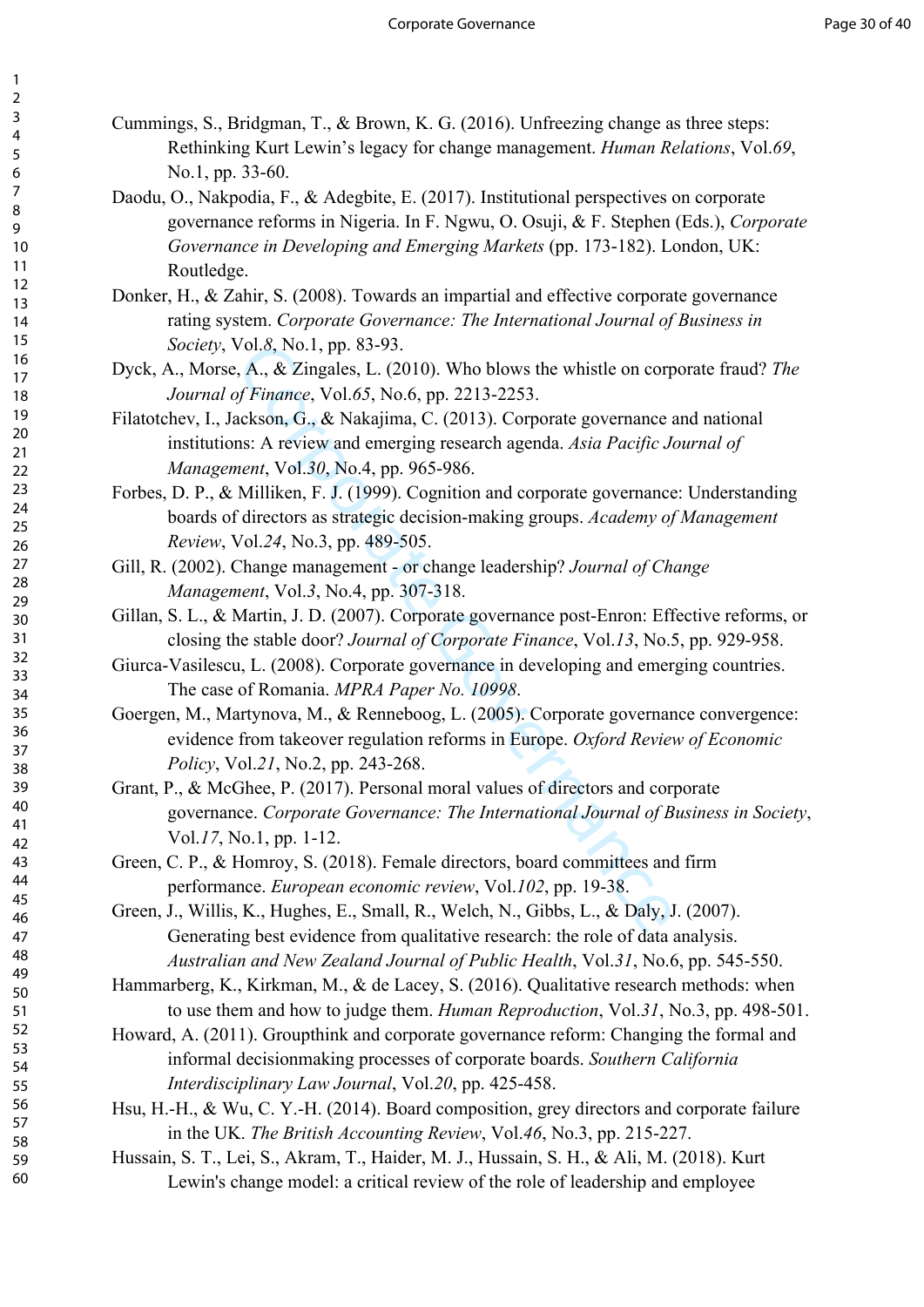Cummings, S., Bridgman, T., & Brown, K. G. (2016). Unfreezing change as three steps: Rethinking Kurt Lewin's legacy for change management. *Human Relations*, Vol.*69*, No.1, pp. 33-60.

Daodu, O., Nakpodia, F., & Adegbite, E. (2017). Institutional perspectives on corporate governance reforms in Nigeria. In F. Ngwu, O. Osuji, & F. Stephen (Eds.), *Corporate Governance in Developing and Emerging Markets* (pp. 173-182). London, UK: Routledge.

Donker, H., & Zahir, S. (2008). Towards an impartial and effective corporate governance rating system. *Corporate Governance: The International Journal of Business in Society*, Vol.*8*, No.1, pp. 83-93.

Dyck, A., Morse, A., & Zingales, L. (2010). Who blows the whistle on corporate fraud? *The Journal of Finance*, Vol.*65*, No.6, pp. 2213-2253.

Filatotchev, I., Jackson, G., & Nakajima, C. (2013). Corporate governance and national institutions: A review and emerging research agenda. *Asia Pacific Journal of Management*, Vol.*30*, No.4, pp. 965-986.

Forbes, D. P., & Milliken, F. J. (1999). Cognition and corporate governance: Understanding boards of directors as strategic decision-making groups. *Academy of Management Review*, Vol.*24*, No.3, pp. 489-505.

Gill, R. (2002). Change management - or change leadership? *Journal of Change Management*, Vol.*3*, No.4, pp. 307-318.

Gillan, S. L., & Martin, J. D. (2007). Corporate governance post-Enron: Effective reforms, or closing the stable door? *Journal of Corporate Finance*, Vol.*13*, No.5, pp. 929-958.

Giurca-Vasilescu, L. (2008). Corporate governance in developing and emerging countries. The case of Romania. *MPRA Paper No. 10998*.

Goergen, M., Martynova, M., & Renneboog, L. (2005). Corporate governance convergence: evidence from takeover regulation reforms in Europe. *Oxford Review of Economic Policy*, Vol.*21*, No.2, pp. 243-268.

Grant, P., & McGhee, P. (2017). Personal moral values of directors and corporate governance. *Corporate Governance: The International Journal of Business in Society*, Vol.*17*, No.1, pp. 1-12.

Green, C. P., & Homroy, S. (2018). Female directors, board committees and firm performance. *European economic review*, Vol.*102*, pp. 19-38.

Green, J., Willis, K., Hughes, E., Small, R., Welch, N., Gibbs, L., & Daly, J. (2007). Generating best evidence from qualitative research: the role of data analysis. *Australian and New Zealand Journal of Public Health*, Vol.*31*, No.6, pp. 545-550.

Hammarberg, K., Kirkman, M., & de Lacey, S. (2016). Qualitative research methods: when to use them and how to judge them. *Human Reproduction*, Vol.*31*, No.3, pp. 498-501.

Howard, A. (2011). Groupthink and corporate governance reform: Changing the formal and informal decisionmaking processes of corporate boards. *Southern California Interdisciplinary Law Journal*, Vol.*20*, pp. 425-458.

Hsu, H.-H., & Wu, C. Y.-H. (2014). Board composition, grey directors and corporate failure in the UK. *The British Accounting Review*, Vol.*46*, No.3, pp. 215-227.

Hussain, S. T., Lei, S., Akram, T., Haider, M. J., Hussain, S. H., & Ali, M. (2018). Kurt Lewin's change model: a critical review of the role of leadership and employee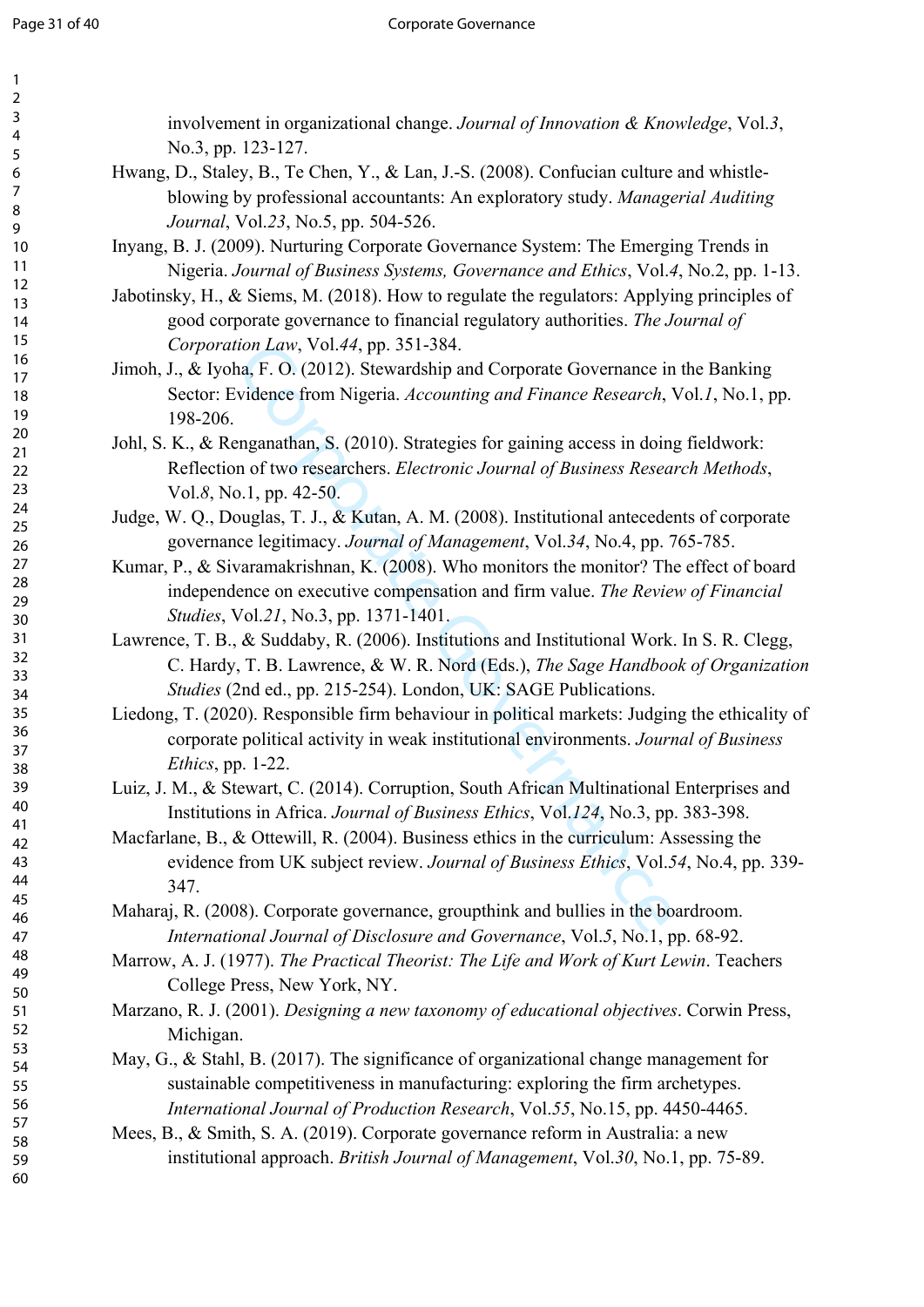involvement in organizational change. *Journal of Innovation & Knowledge*, Vol.*3*, No.3, pp. 123-127.

Hwang, D., Staley, B., Te Chen, Y., & Lan, J.-S. (2008). Confucian culture and whistle-blowing by professional accountants: An exploratory study. *Managerial Auditing Journal*, Vol.*23*, No.5, pp. 504-526.

Inyang, B. J. (2009). Nurturing Corporate Governance System: The Emerging Trends in Nigeria. *Journal of Business Systems, Governance and Ethics*, Vol.*4*, No.2, pp. 1-13.

Jabotinsky, H., & Siems, M. (2018). How to regulate the regulators: Applying principles of good corporate governance to financial regulatory authorities. *The Journal of Corporation Law*, Vol.*44*, pp. 351-384.

Jimoh, J., & Iyoha, F. O. (2012). Stewardship and Corporate Governance in the Banking Sector: Evidence from Nigeria. *Accounting and Finance Research*, Vol.*1*, No.1, pp. 198-206.

Johl, S. K., & Renganathan, S. (2010). Strategies for gaining access in doing fieldwork: Reflection of two researchers. *Electronic Journal of Business Research Methods*, Vol.*8*, No.1, pp. 42-50.

Judge, W. Q., Douglas, T. J., & Kutan, A. M. (2008). Institutional antecedents of corporate governance legitimacy. *Journal of Management*, Vol.*34*, No.4, pp. 765-785.

Kumar, P., & Sivaramakrishnan, K. (2008). Who monitors the monitor? The effect of board independence on executive compensation and firm value. *The Review of Financial Studies*, Vol.*21*, No.3, pp. 1371-1401.

Lawrence, T. B., & Suddaby, R. (2006). Institutions and Institutional Work. In S. R. Clegg, C. Hardy, T. B. Lawrence, & W. R. Nord (Eds.), *The Sage Handbook of Organization Studies* (2nd ed., pp. 215-254). London, UK: SAGE Publications.

Liedong, T. (2020). Responsible firm behaviour in political markets: Judging the ethicality of corporate political activity in weak institutional environments. *Journal of Business Ethics*, pp. 1-22.

Luiz, J. M., & Stewart, C. (2014). Corruption, South African Multinational Enterprises and Institutions in Africa. *Journal of Business Ethics*, Vol.*124*, No.3, pp. 383-398.

Macfarlane, B., & Ottewill, R. (2004). Business ethics in the curriculum: Assessing the evidence from UK subject review. *Journal of Business Ethics*, Vol.*54*, No.4, pp. 339-347.

Maharaj, R. (2008). Corporate governance, groupthink and bullies in the boardroom. *International Journal of Disclosure and Governance*, Vol.*5*, No.1, pp. 68-92.

Marrow, A. J. (1977). *The Practical Theorist: The Life and Work of Kurt Lewin*. Teachers College Press, New York, NY.

Marzano, R. J. (2001). *Designing a new taxonomy of educational objectives*. Corwin Press, Michigan.

May, G., & Stahl, B. (2017). The significance of organizational change management for sustainable competitiveness in manufacturing: exploring the firm archetypes. *International Journal of Production Research*, Vol.*55*, No.15, pp. 4450-4465.

Mees, B., & Smith, S. A. (2019). Corporate governance reform in Australia: a new institutional approach. *British Journal of Management*, Vol.*30*, No.1, pp. 75-89.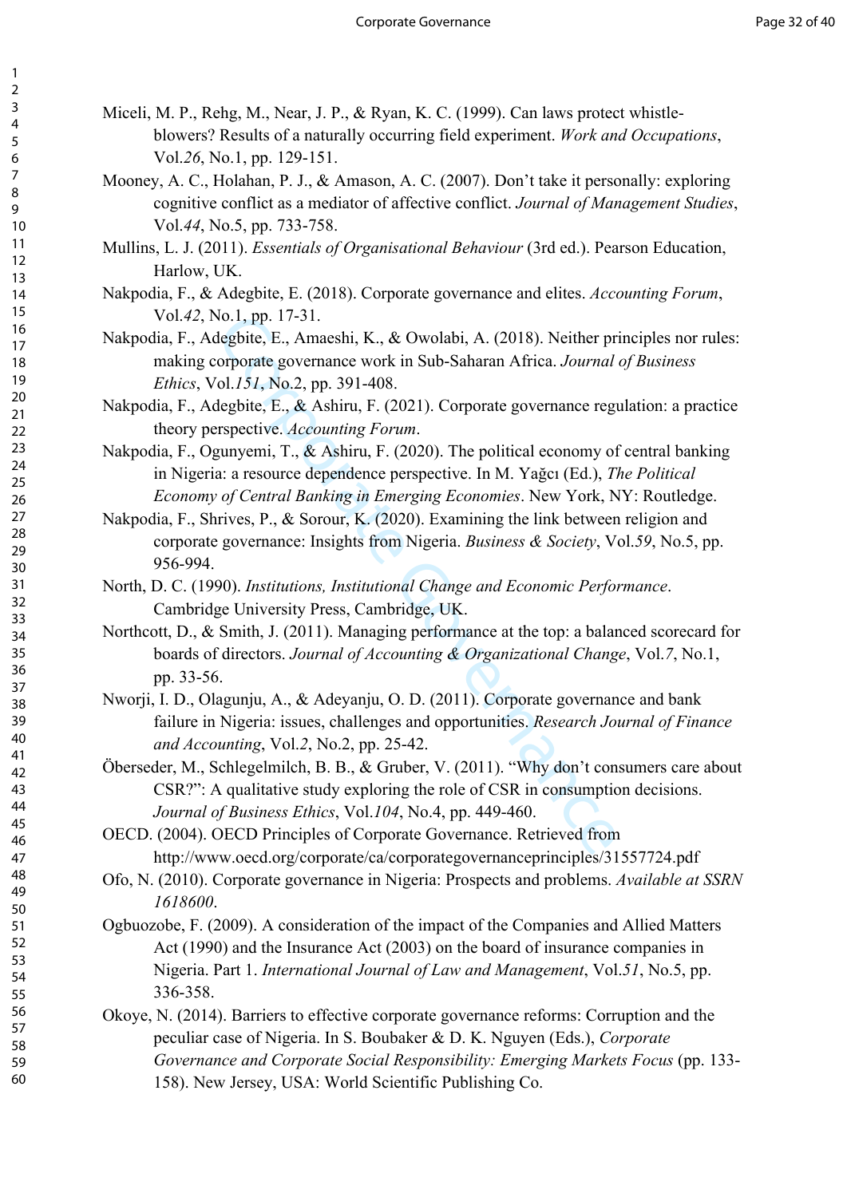Miceli, M. P., Rehg, M., Near, J. P., & Ryan, K. C. (1999). Can laws protect whistle-blowers? Results of a naturally occurring field experiment. *Work and Occupations*, Vol.*26*, No.1, pp. 129-151.

Mooney, A. C., Holahan, P. J., & Amason, A. C. (2007). Don't take it personally: exploring cognitive conflict as a mediator of affective conflict. *Journal of Management Studies*, Vol.*44*, No.5, pp. 733-758.

Mullins, L. J. (2011). *Essentials of Organisational Behaviour* (3rd ed.). Pearson Education, Harlow, UK.

Nakpodia, F., & Adegbite, E. (2018). Corporate governance and elites. *Accounting Forum*, Vol.*42*, No.1, pp. 17-31.

Nakpodia, F., Adegbite, E., Amaeshi, K., & Owolabi, A. (2018). Neither principles nor rules: making corporate governance work in Sub-Saharan Africa. *Journal of Business Ethics*, Vol.*151*, No.2, pp. 391-408.

Nakpodia, F., Adegbite, E., & Ashiru, F. (2021). Corporate governance regulation: a practice theory perspective. *Accounting Forum*.

Nakpodia, F., Ogunyemi, T., & Ashiru, F. (2020). The political economy of central banking in Nigeria: a resource dependence perspective. In M. Yağcı (Ed.), *The Political Economy of Central Banking in Emerging Economies*. New York, NY: Routledge.

Nakpodia, F., Shrives, P., & Sorour, K. (2020). Examining the link between religion and corporate governance: Insights from Nigeria. *Business & Society*, Vol.*59*, No.5, pp. 956-994.

North, D. C. (1990). *Institutions, Institutional Change and Economic Performance*. Cambridge University Press, Cambridge, UK.

Northcott, D., & Smith, J. (2011). Managing performance at the top: a balanced scorecard for boards of directors. *Journal of Accounting & Organizational Change*, Vol.*7*, No.1, pp. 33-56.

Nworji, I. D., Olagunju, A., & Adeyanju, O. D. (2011). Corporate governance and bank failure in Nigeria: issues, challenges and opportunities. *Research Journal of Finance and Accounting*, Vol.*2*, No.2, pp. 25-42.

Öberseder, M., Schlegelmilch, B. B., & Gruber, V. (2011). "Why don't consumers care about CSR?": A qualitative study exploring the role of CSR in consumption decisions. *Journal of Business Ethics*, Vol.*104*, No.4, pp. 449-460.

OECD. (2004). OECD Principles of Corporate Governance. Retrieved from http://www.oecd.org/corporate/ca/corporategovernanceprinciples/31557724.pdf

Ofo, N. (2010). Corporate governance in Nigeria: Prospects and problems. *Available at SSRN 1618600*.

Ogbuozobe, F. (2009). A consideration of the impact of the Companies and Allied Matters Act (1990) and the Insurance Act (2003) on the board of insurance companies in Nigeria. Part 1. *International Journal of Law and Management*, Vol.*51*, No.5, pp. 336-358.

Okoye, N. (2014). Barriers to effective corporate governance reforms: Corruption and the peculiar case of Nigeria. In S. Boubaker & D. K. Nguyen (Eds.), *Corporate Governance and Corporate Social Responsibility: Emerging Markets Focus* (pp. 133-158). New Jersey, USA: World Scientific Publishing Co.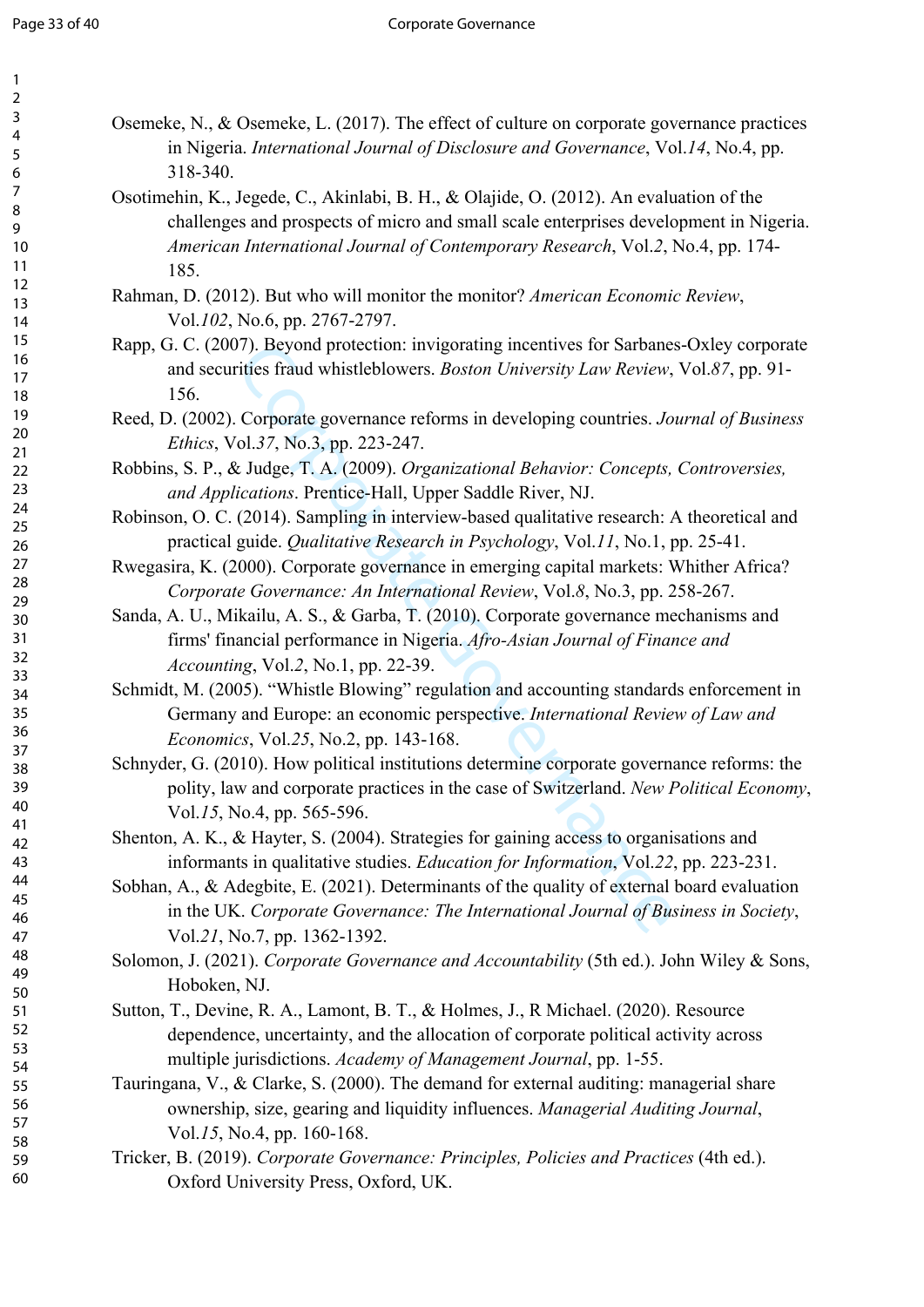Osemeke, N., & Osemeke, L. (2017). The effect of culture on corporate governance practices in Nigeria. *International Journal of Disclosure and Governance*, Vol.*14*, No.4, pp. 318-340.

Osotimehin, K., Jegede, C., Akinlabi, B. H., & Olajide, O. (2012). An evaluation of the challenges and prospects of micro and small scale enterprises development in Nigeria. *American International Journal of Contemporary Research*, Vol.*2*, No.4, pp. 174-185.

Rahman, D. (2012). But who will monitor the monitor? *American Economic Review*, Vol.*102*, No.6, pp. 2767-2797.

Rapp, G. C. (2007). Beyond protection: invigorating incentives for Sarbanes-Oxley corporate and securities fraud whistleblowers. *Boston University Law Review*, Vol.*87*, pp. 91-156.

Reed, D. (2002). Corporate governance reforms in developing countries. *Journal of Business Ethics*, Vol.*37*, No.3, pp. 223-247.

Robbins, S. P., & Judge, T. A. (2009). *Organizational Behavior: Concepts, Controversies, and Applications*. Prentice-Hall, Upper Saddle River, NJ.

Robinson, O. C. (2014). Sampling in interview-based qualitative research: A theoretical and practical guide. *Qualitative Research in Psychology*, Vol.*11*, No.1, pp. 25-41.

Rwegasira, K. (2000). Corporate governance in emerging capital markets: Whither Africa? *Corporate Governance: An International Review*, Vol.*8*, No.3, pp. 258-267.

Sanda, A. U., Mikailu, A. S., & Garba, T. (2010). Corporate governance mechanisms and firms' financial performance in Nigeria. *Afro-Asian Journal of Finance and Accounting*, Vol.*2*, No.1, pp. 22-39.

Schmidt, M. (2005). "Whistle Blowing" regulation and accounting standards enforcement in Germany and Europe: an economic perspective. *International Review of Law and Economics*, Vol.*25*, No.2, pp. 143-168.

Schnyder, G. (2010). How political institutions determine corporate governance reforms: the polity, law and corporate practices in the case of Switzerland. *New Political Economy*, Vol.*15*, No.4, pp. 565-596.

Shenton, A. K., & Hayter, S. (2004). Strategies for gaining access to organisations and informants in qualitative studies. *Education for Information*, Vol.*22*, pp. 223-231.

Sobhan, A., & Adegbite, E. (2021). Determinants of the quality of external board evaluation in the UK. *Corporate Governance: The International Journal of Business in Society*, Vol.*21*, No.7, pp. 1362-1392.

Solomon, J. (2021). *Corporate Governance and Accountability* (5th ed.). John Wiley & Sons, Hoboken, NJ.

Sutton, T., Devine, R. A., Lamont, B. T., & Holmes, J., R Michael. (2020). Resource dependence, uncertainty, and the allocation of corporate political activity across multiple jurisdictions. *Academy of Management Journal*, pp. 1-55.

Tauringana, V., & Clarke, S. (2000). The demand for external auditing: managerial share ownership, size, gearing and liquidity influences. *Managerial Auditing Journal*, Vol.*15*, No.4, pp. 160-168.

Tricker, B. (2019). *Corporate Governance: Principles, Policies and Practices* (4th ed.). Oxford University Press, Oxford, UK.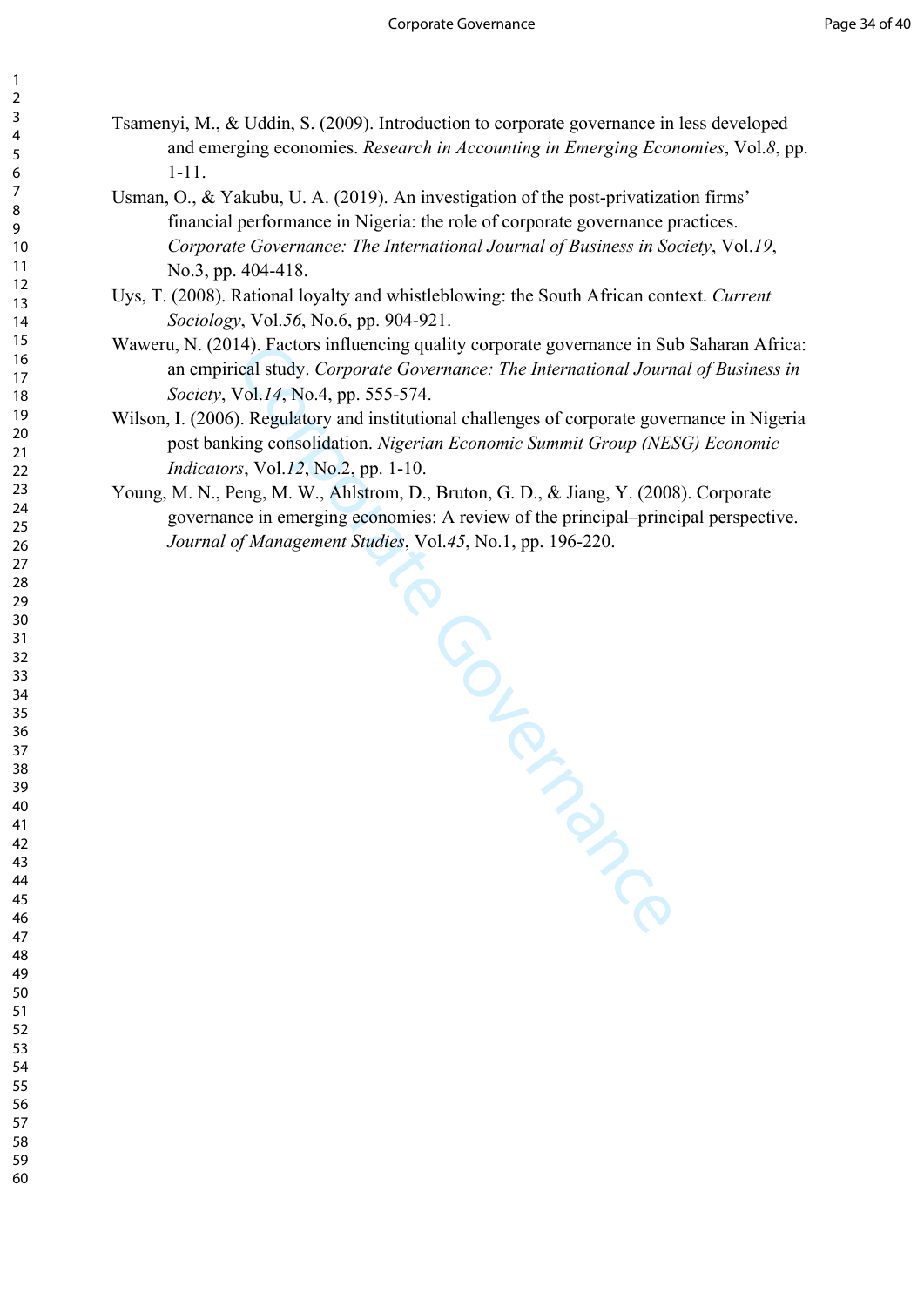Tsamenyi, M., & Uddin, S. (2009). Introduction to corporate governance in less developed and emerging economies. *Research in Accounting in Emerging Economies*, Vol.*8*, pp. 1-11.

Usman, O., & Yakubu, U. A. (2019). An investigation of the post-privatization firms' financial performance in Nigeria: the role of corporate governance practices. *Corporate Governance: The International Journal of Business in Society*, Vol.*19*, No.3, pp. 404-418.

Uys, T. (2008). Rational loyalty and whistleblowing: the South African context. *Current Sociology*, Vol.*56*, No.6, pp. 904-921.

Waweru, N. (2014). Factors influencing quality corporate governance in Sub Saharan Africa: an empirical study. *Corporate Governance: The International Journal of Business in Society*, Vol.*14*, No.4, pp. 555-574.

Wilson, I. (2006). Regulatory and institutional challenges of corporate governance in Nigeria post banking consolidation. *Nigerian Economic Summit Group (NESG) Economic Indicators*, Vol.*12*, No.2, pp. 1-10.

Young, M. N., Peng, M. W., Ahlstrom, D., Bruton, G. D., & Jiang, Y. (2008). Corporate governance in emerging economies: A review of the principal–principal perspective. *Journal of Management Studies*, Vol.*45*, No.1, pp. 196-220.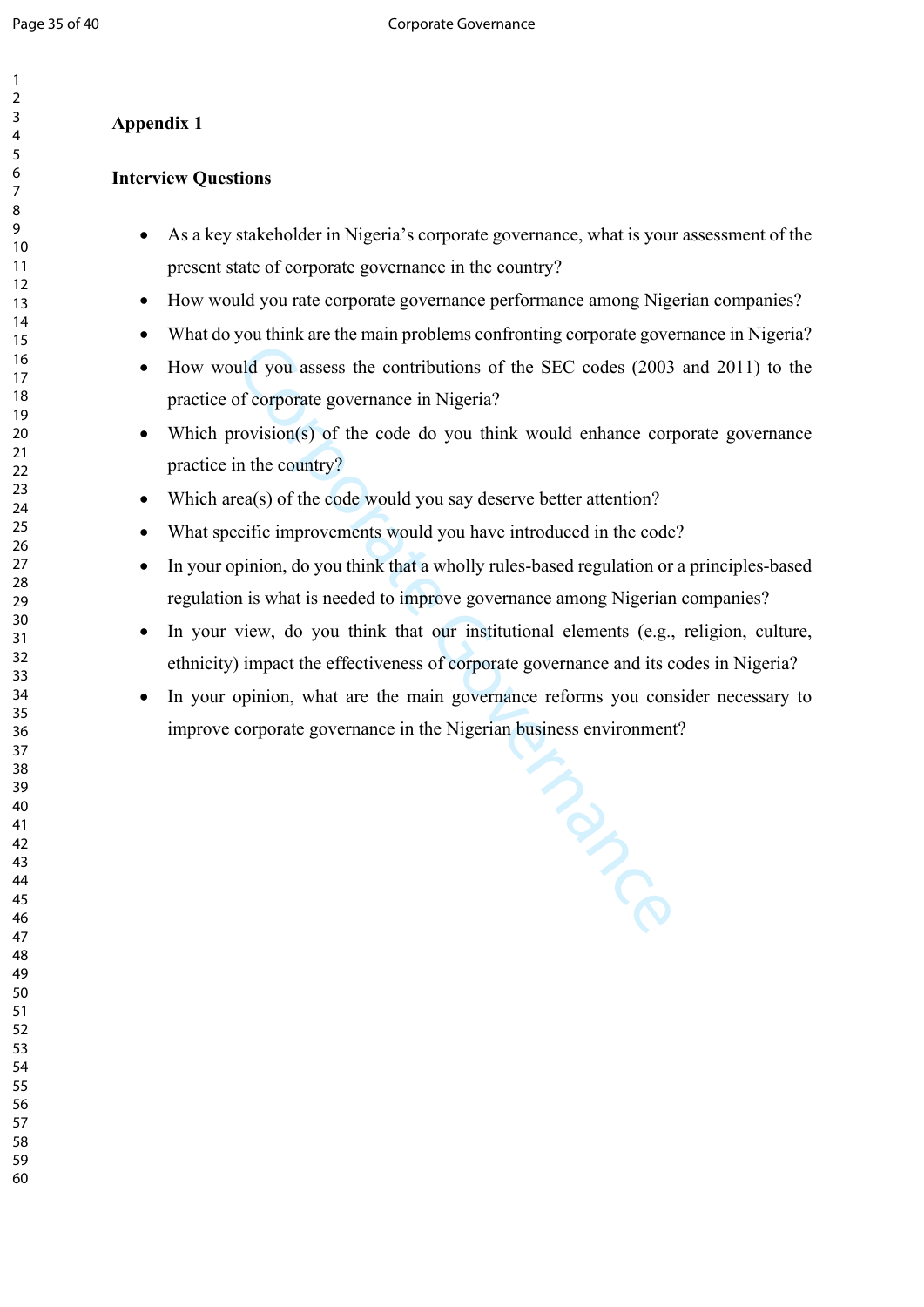## Appendix 1

### Interview Questions

- As a key stakeholder in Nigeria's corporate governance, what is your assessment of the present state of corporate governance in the country?
- How would you rate corporate governance performance among Nigerian companies?
- What do you think are the main problems confronting corporate governance in Nigeria?
- How would you assess the contributions of the SEC codes (2003 and 2011) to the practice of corporate governance in Nigeria?
- Which provision(s) of the code do you think would enhance corporate governance practice in the country?
- Which area(s) of the code would you say deserve better attention?
- What specific improvements would you have introduced in the code?
- In your opinion, do you think that a wholly rules-based regulation or a principles-based regulation is what is needed to improve governance among Nigerian companies?
- In your view, do you think that our institutional elements (e.g., religion, culture, ethnicity) impact the effectiveness of corporate governance and its codes in Nigeria?
- In your opinion, what are the main governance reforms you consider necessary to improve corporate governance in the Nigerian business environment?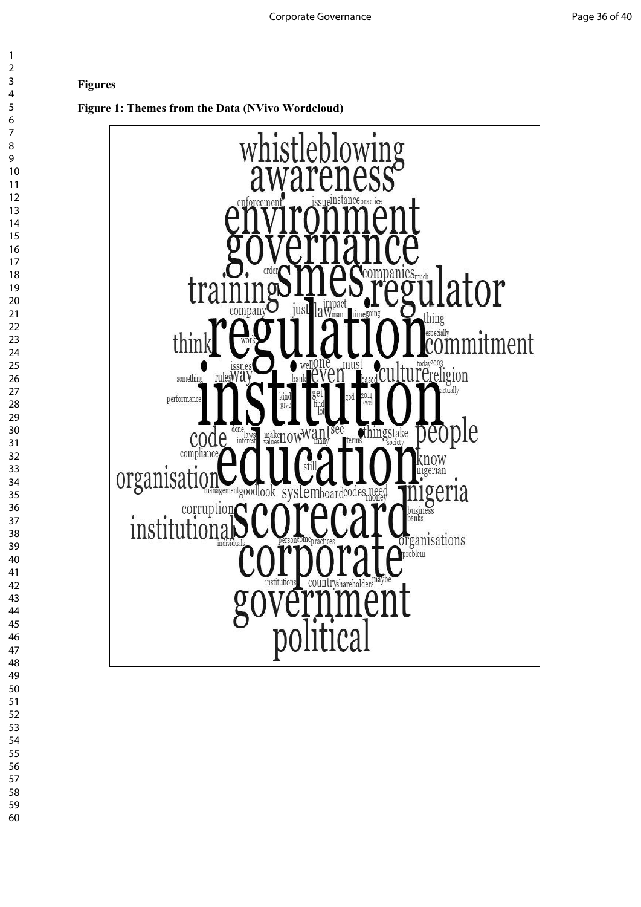**Figures**

**Figure 1: Themes from the Data (NVivo Wordcloud)**

whistleblowing
awareness
enforcement issue instance practice
environment
governance
order companies much
training smes regulator
company just law impact man time going thing
think work regulation especially commitment
issues well one must today 2003
something rules way bank even based culture religion
performance kind give get find lot god 2011 level actually
institution
done laws interest make values now want many sec terms thing stake society people
code
compliance education still know nigerian
organisation management good look system board codes need money nigeria
corruption
institutional scorecard business banks
individuals person come practices organisations problem
corporate
institutions country shareholders maybe
government
political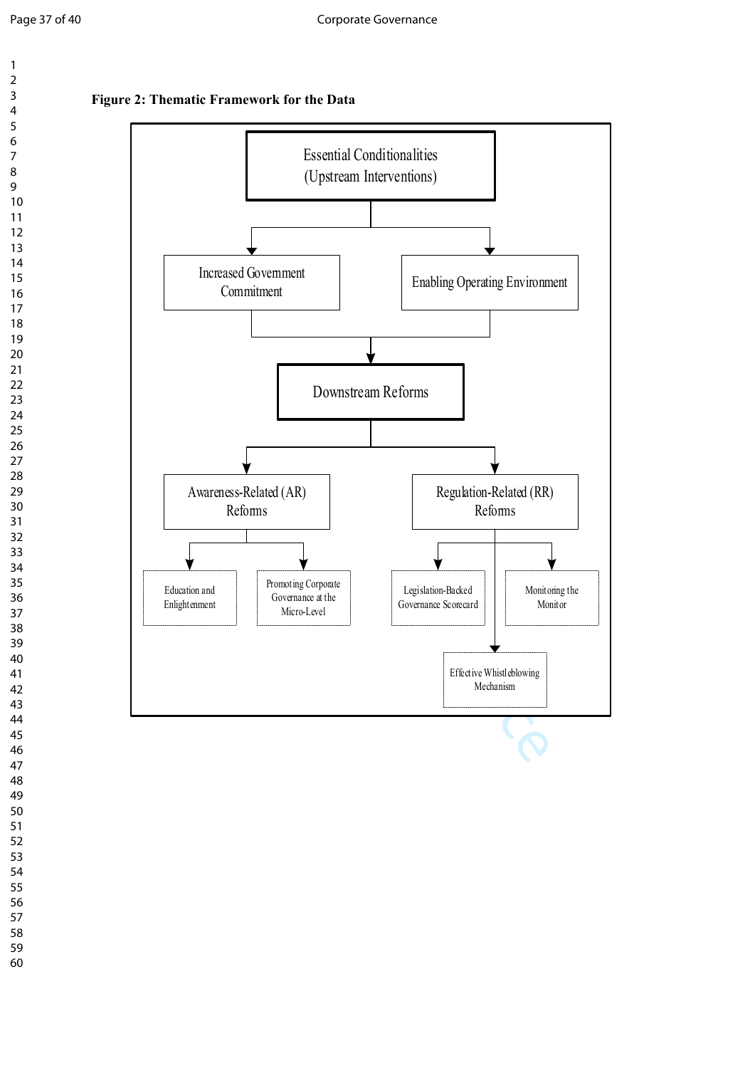**Figure 2: Thematic Framework for the Data**

Essential Conditionalities
(Upstream Interventions)

Increased Government Commitment

Enabling Operating Environment

Downstream Reforms

Awareness-Related (AR) Reforms

Regulation-Related (RR) Reforms

Education and Enlightenment

Promoting Corporate Governance at the Micro-Level

Legislation-Backed Governance Scorecard

Monitoring the Monitor

Effective Whistleblowing Mechanism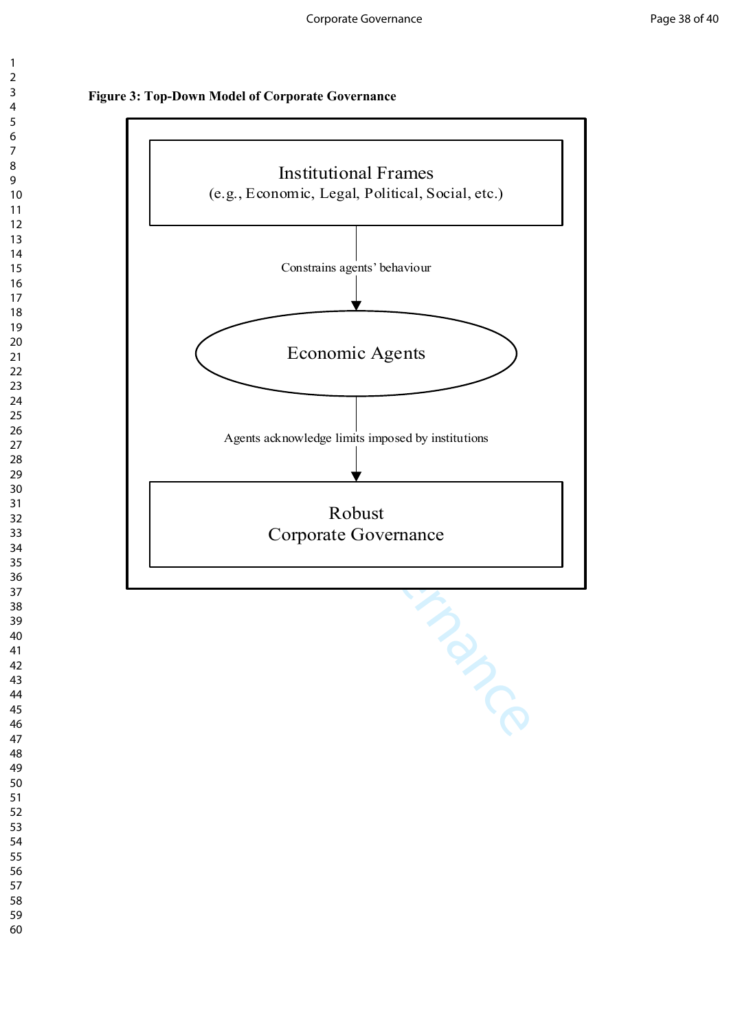**Figure 3: Top-Down Model of Corporate Governance**

Institutional Frames
(e.g., Economic, Legal, Political, Social, etc.)

Constrains agents' behaviour

Economic Agents

Agents acknowledge limits imposed by institutions

Robust
Corporate Governance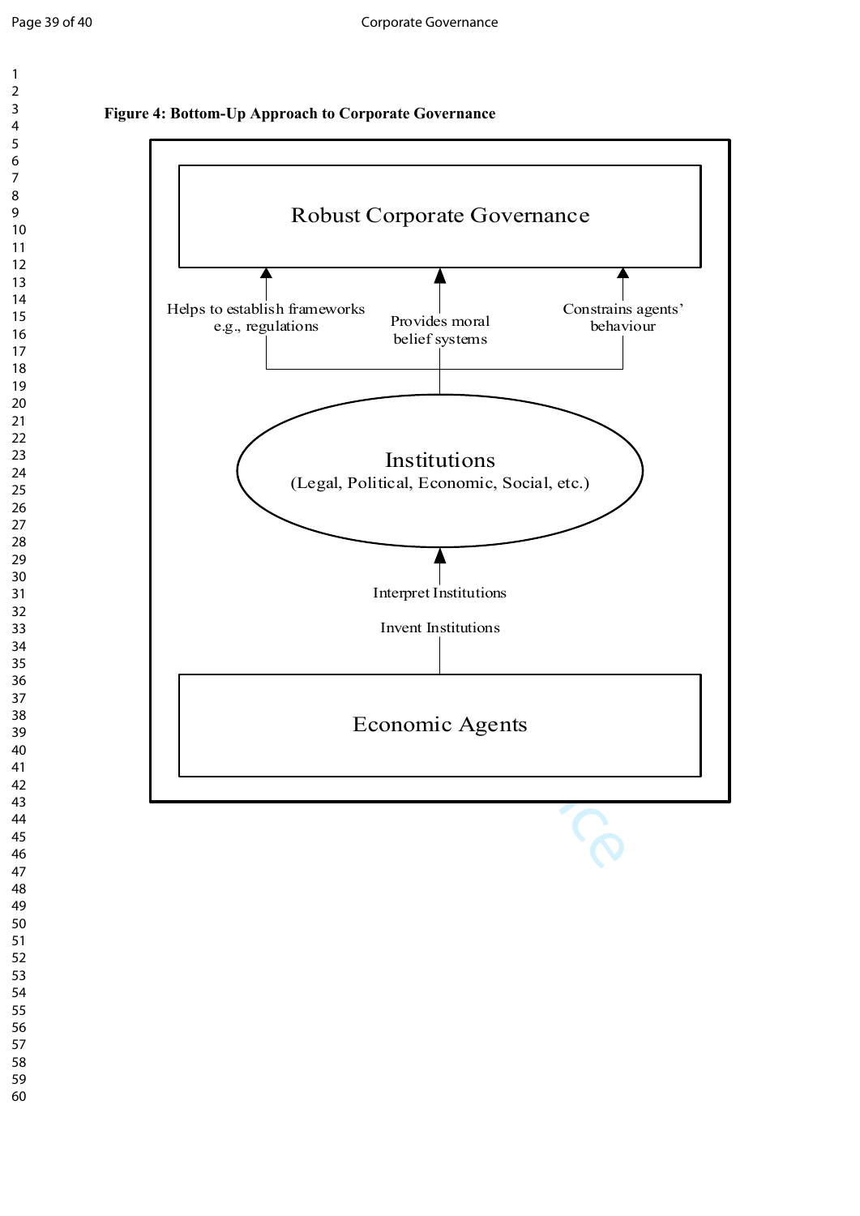**Figure 4: Bottom-Up Approach to Corporate Governance**

Robust Corporate Governance

Helps to establish frameworks e.g., regulations

Provides moral belief systems

Constrains agents' behaviour

Institutions
(Legal, Political, Economic, Social, etc.)

Interpret Institutions

Invent Institutions

Economic Agents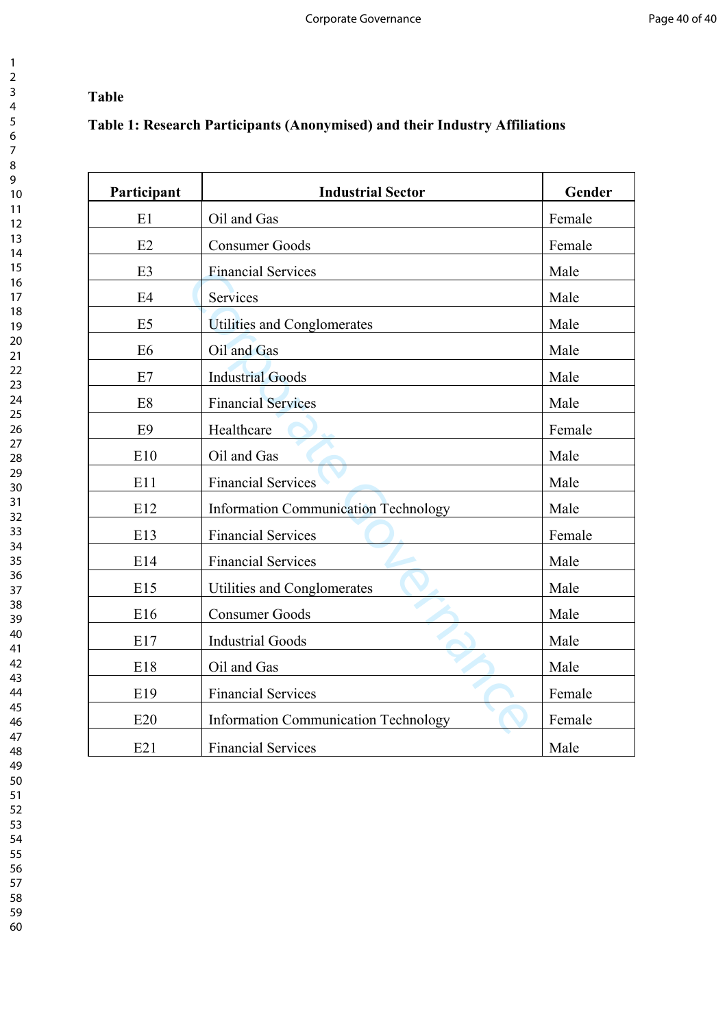**Table**

**Table 1: Research Participants (Anonymised) and their Industry Affiliations**

| Participant | Industrial Sector | Gender |
|---|---|---|
| E1 | Oil and Gas | Female |
| E2 | Consumer Goods | Female |
| E3 | Financial Services | Male |
| E4 | Services | Male |
| E5 | Utilities and Conglomerates | Male |
| E6 | Oil and Gas | Male |
| E7 | Industrial Goods | Male |
| E8 | Financial Services | Male |
| E9 | Healthcare | Female |
| E10 | Oil and Gas | Male |
| E11 | Financial Services | Male |
| E12 | Information Communication Technology | Male |
| E13 | Financial Services | Female |
| E14 | Financial Services | Male |
| E15 | Utilities and Conglomerates | Male |
| E16 | Consumer Goods | Male |
| E17 | Industrial Goods | Male |
| E18 | Oil and Gas | Male |
| E19 | Financial Services | Female |
| E20 | Information Communication Technology | Female |
| E21 | Financial Services | Male |